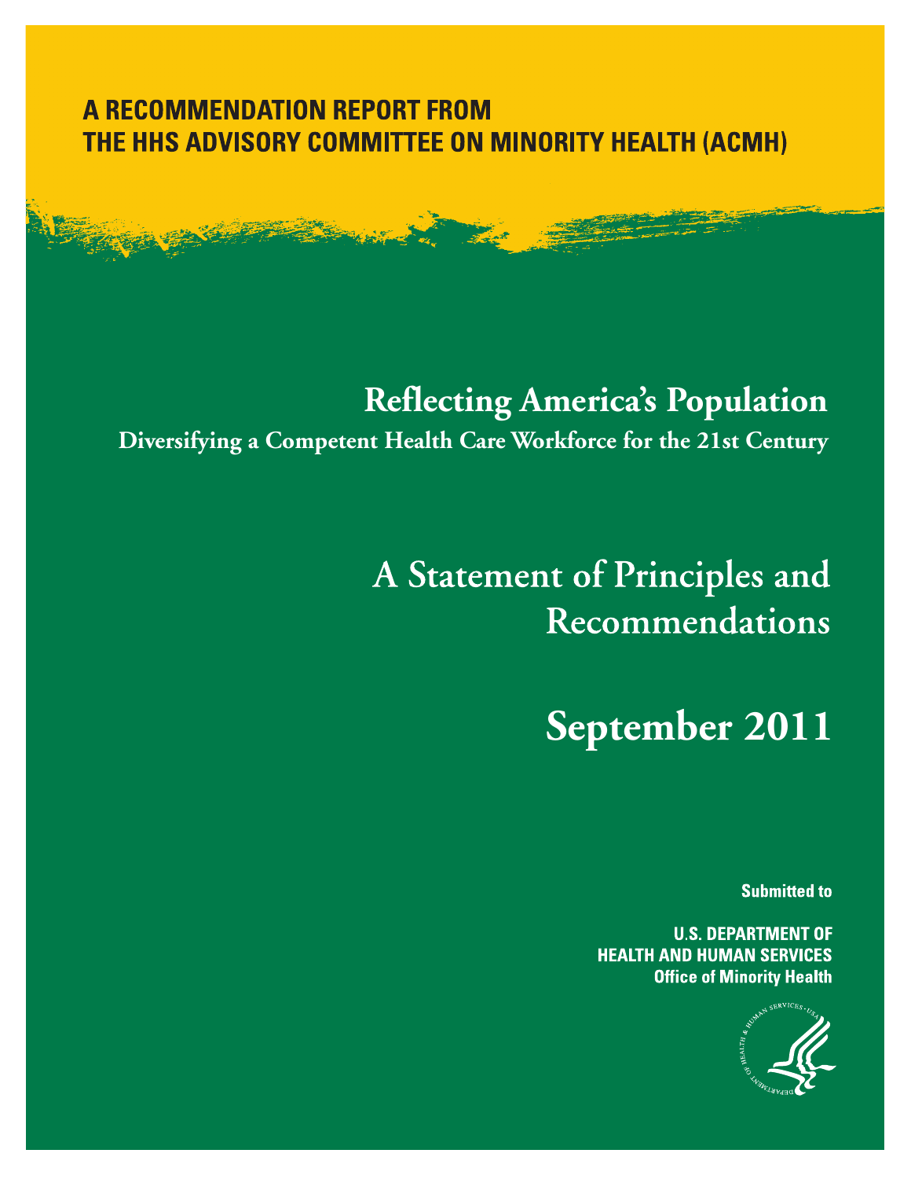**A RECOMMENDATION REPORT FROM**
**THE HHS ADVISORY COMMITTEE ON MINORITY HEALTH (ACMH)**

# Reflecting America's Population

## Diversifying a Competent Health Care Workforce for the 21st Century

# A Statement of Principles and Recommendations

# September 2011

**Submitted to**

**U.S. DEPARTMENT OF HEALTH AND HUMAN SERVICES**
**Office of Minority Health**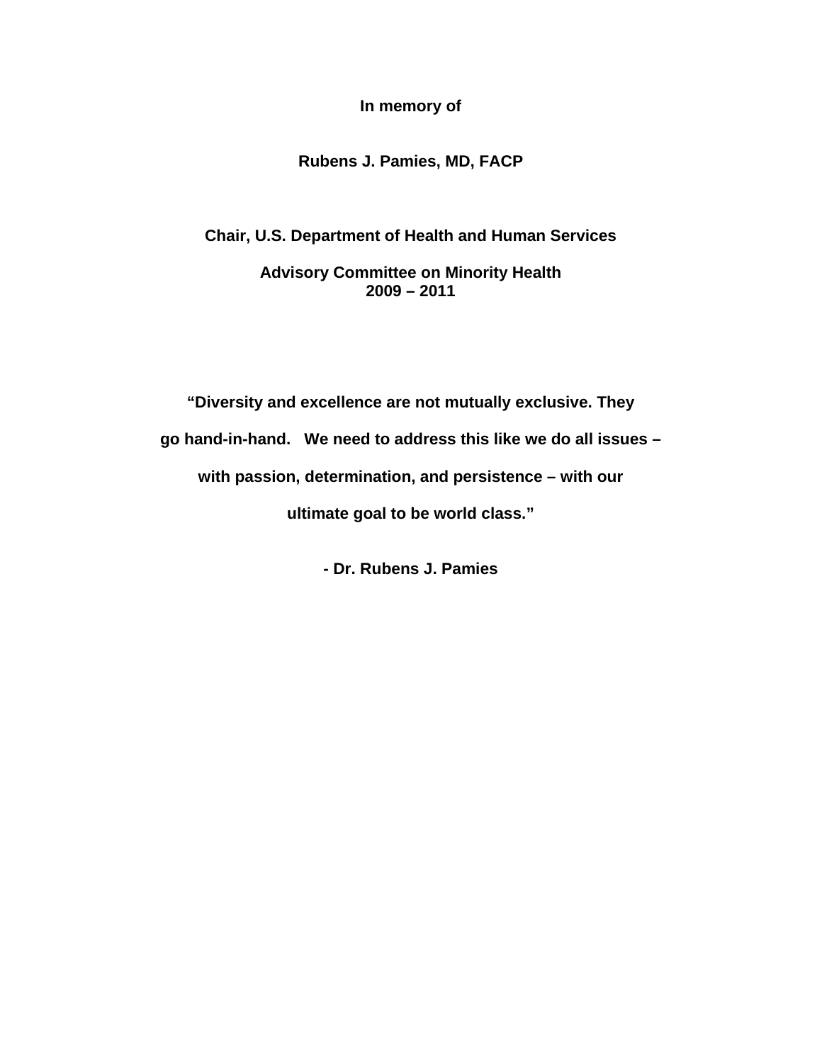**In memory of**

**Rubens J. Pamies, MD, FACP**

**Chair, U.S. Department of Health and Human Services**

**Advisory Committee on Minority Health**
**2009 – 2011**

**"Diversity and excellence are not mutually exclusive. They go hand-in-hand. We need to address this like we do all issues – with passion, determination, and persistence – with our ultimate goal to be world class."**

**- Dr. Rubens J. Pamies**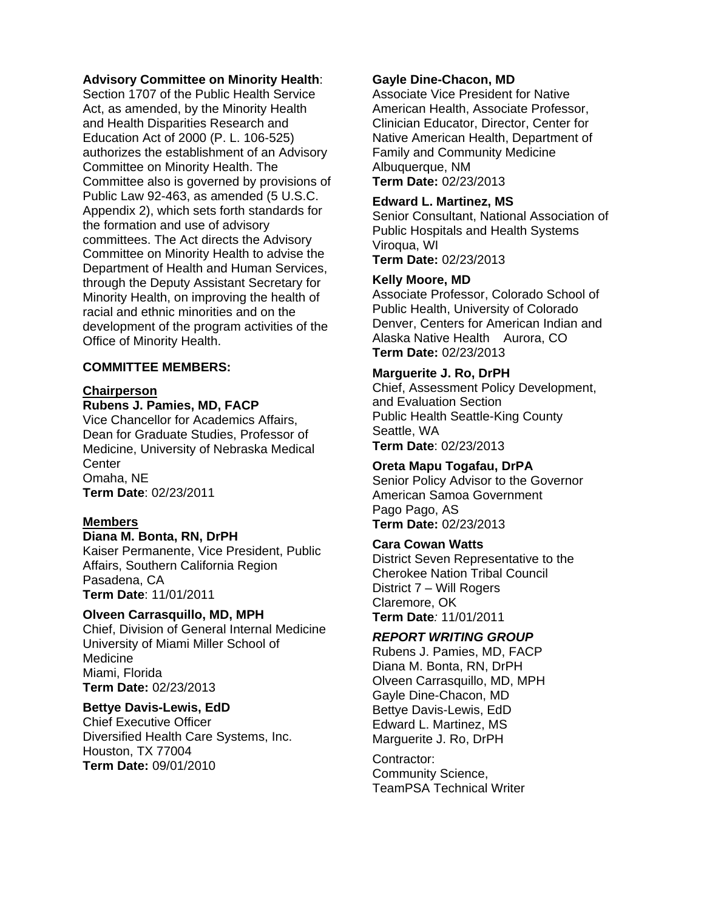**Advisory Committee on Minority Health**: Section 1707 of the Public Health Service Act, as amended, by the Minority Health and Health Disparities Research and Education Act of 2000 (P. L. 106-525) authorizes the establishment of an Advisory Committee on Minority Health. The Committee also is governed by provisions of Public Law 92-463, as amended (5 U.S.C. Appendix 2), which sets forth standards for the formation and use of advisory committees. The Act directs the Advisory Committee on Minority Health to advise the Department of Health and Human Services, through the Deputy Assistant Secretary for Minority Health, on improving the health of racial and ethnic minorities and on the development of the program activities of the Office of Minority Health.

**COMMITTEE MEMBERS:**

**Chairperson**

**Rubens J. Pamies, MD, FACP**
Vice Chancellor for Academics Affairs, Dean for Graduate Studies, Professor of Medicine, University of Nebraska Medical Center
Omaha, NE
**Term Date**: 02/23/2011

**Members**

**Diana M. Bonta, RN, DrPH**
Kaiser Permanente, Vice President, Public Affairs, Southern California Region
Pasadena, CA
**Term Date**: 11/01/2011

**Olveen Carrasquillo, MD, MPH**
Chief, Division of General Internal Medicine
University of Miami Miller School of Medicine
Miami, Florida
**Term Date:** 02/23/2013

**Bettye Davis-Lewis, EdD**
Chief Executive Officer
Diversified Health Care Systems, Inc.
Houston, TX 77004
**Term Date:** 09/01/2010

**Gayle Dine-Chacon, MD**
Associate Vice President for Native American Health, Associate Professor, Clinician Educator, Director, Center for Native American Health, Department of Family and Community Medicine
Albuquerque, NM
**Term Date:** 02/23/2013

**Edward L. Martinez, MS**
Senior Consultant, National Association of Public Hospitals and Health Systems
Viroqua, WI
**Term Date:** 02/23/2013

**Kelly Moore, MD**
Associate Professor, Colorado School of Public Health, University of Colorado Denver, Centers for American Indian and Alaska Native Health Aurora, CO
**Term Date:** 02/23/2013

**Marguerite J. Ro, DrPH**
Chief, Assessment Policy Development, and Evaluation Section
Public Health Seattle-King County
Seattle, WA
**Term Date**: 02/23/2013

**Oreta Mapu Togafau, DrPA**
Senior Policy Advisor to the Governor
American Samoa Government
Pago Pago, AS
**Term Date:** 02/23/2013

**Cara Cowan Watts**
District Seven Representative to the Cherokee Nation Tribal Council
District 7 – Will Rogers
Claremore, OK
**Term Date***:* 11/01/2011

***REPORT WRITING GROUP***

Rubens J. Pamies, MD, FACP
Diana M. Bonta, RN, DrPH
Olveen Carrasquillo, MD, MPH
Gayle Dine-Chacon, MD
Bettye Davis-Lewis, EdD
Edward L. Martinez, MS
Marguerite J. Ro, DrPH

Contractor:
Community Science,
TeamPSA Technical Writer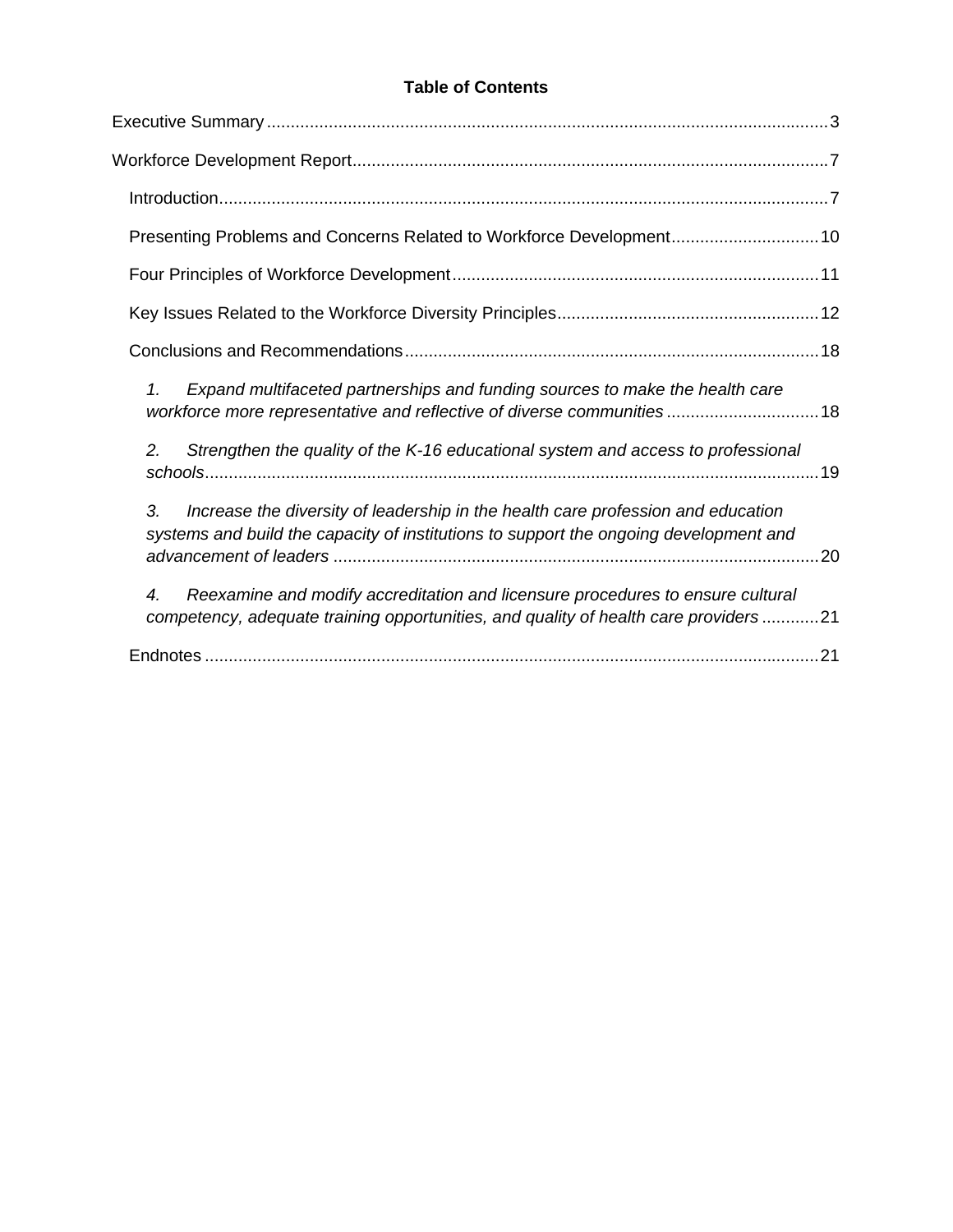**Table of Contents**

Executive Summary ........................................................................................................ 3

Workforce Development Report ...................................................................................... 7

- Introduction ................................................................................................................ 7
- Presenting Problems and Concerns Related to Workforce Development ............................... 10
- Four Principles of Workforce Development ............................................................................ 11
- Key Issues Related to the Workforce Diversity Principles ...................................................... 12
- Conclusions and Recommendations ...................................................................................... 18
    - *1. Expand multifaceted partnerships and funding sources to make the health care workforce more representative and reflective of diverse communities* ................................ 18
    - *2. Strengthen the quality of the K-16 educational system and access to professional schools* ................................................................................................................ 19
    - *3. Increase the diversity of leadership in the health care profession and education systems and build the capacity of institutions to support the ongoing development and advancement of leaders* ...................................................................................... 20
    - *4. Reexamine and modify accreditation and licensure procedures to ensure cultural competency, adequate training opportunities, and quality of health care providers* ............ 21
- Endnotes ................................................................................................................ 21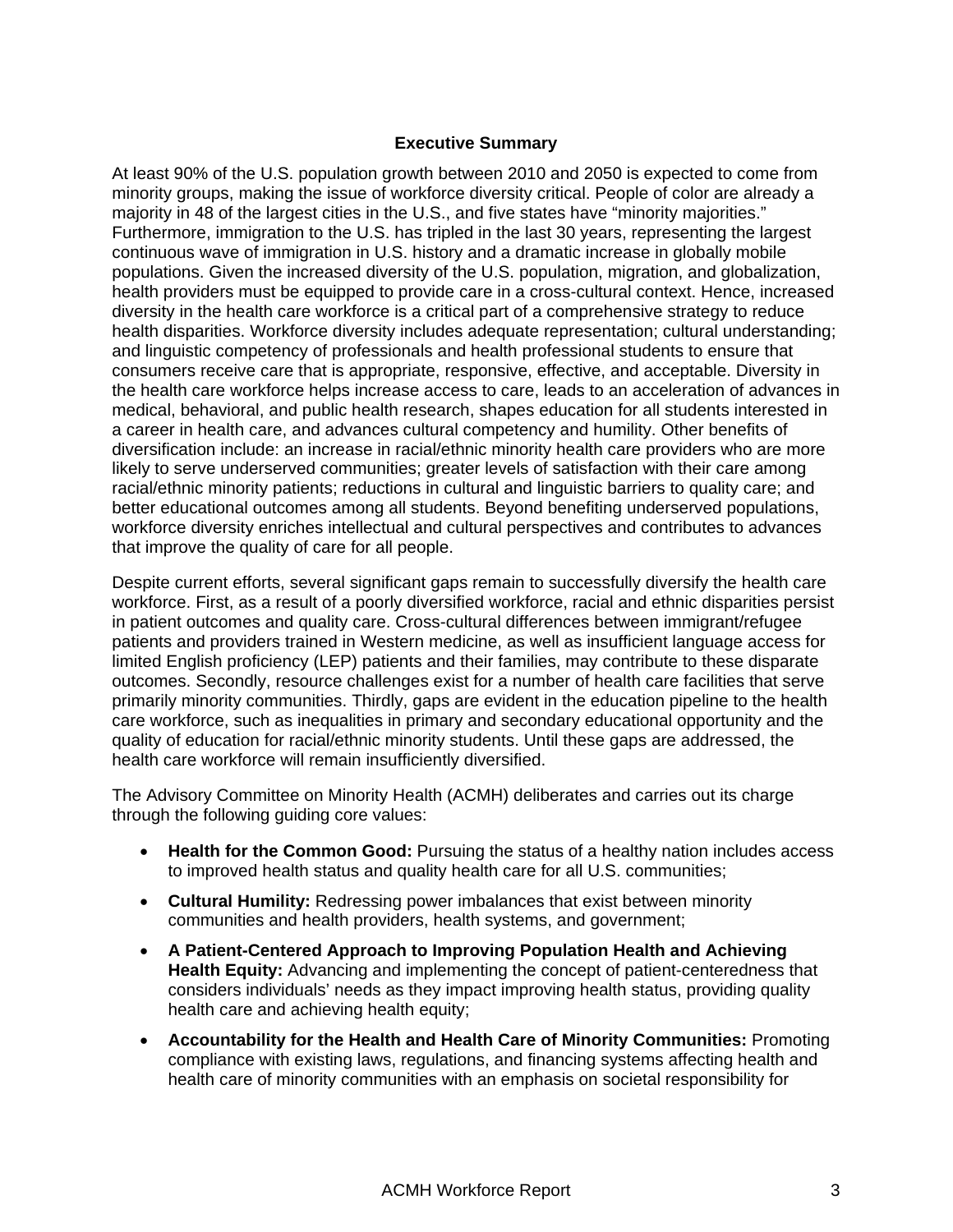## Executive Summary

At least 90% of the U.S. population growth between 2010 and 2050 is expected to come from minority groups, making the issue of workforce diversity critical. People of color are already a majority in 48 of the largest cities in the U.S., and five states have "minority majorities." Furthermore, immigration to the U.S. has tripled in the last 30 years, representing the largest continuous wave of immigration in U.S. history and a dramatic increase in globally mobile populations. Given the increased diversity of the U.S. population, migration, and globalization, health providers must be equipped to provide care in a cross-cultural context. Hence, increased diversity in the health care workforce is a critical part of a comprehensive strategy to reduce health disparities. Workforce diversity includes adequate representation; cultural understanding; and linguistic competency of professionals and health professional students to ensure that consumers receive care that is appropriate, responsive, effective, and acceptable. Diversity in the health care workforce helps increase access to care, leads to an acceleration of advances in medical, behavioral, and public health research, shapes education for all students interested in a career in health care, and advances cultural competency and humility. Other benefits of diversification include: an increase in racial/ethnic minority health care providers who are more likely to serve underserved communities; greater levels of satisfaction with their care among racial/ethnic minority patients; reductions in cultural and linguistic barriers to quality care; and better educational outcomes among all students. Beyond benefiting underserved populations, workforce diversity enriches intellectual and cultural perspectives and contributes to advances that improve the quality of care for all people.

Despite current efforts, several significant gaps remain to successfully diversify the health care workforce. First, as a result of a poorly diversified workforce, racial and ethnic disparities persist in patient outcomes and quality care. Cross-cultural differences between immigrant/refugee patients and providers trained in Western medicine, as well as insufficient language access for limited English proficiency (LEP) patients and their families, may contribute to these disparate outcomes. Secondly, resource challenges exist for a number of health care facilities that serve primarily minority communities. Thirdly, gaps are evident in the education pipeline to the health care workforce, such as inequalities in primary and secondary educational opportunity and the quality of education for racial/ethnic minority students. Until these gaps are addressed, the health care workforce will remain insufficiently diversified.

The Advisory Committee on Minority Health (ACMH) deliberates and carries out its charge through the following guiding core values:

- **Health for the Common Good:** Pursuing the status of a healthy nation includes access to improved health status and quality health care for all U.S. communities;
- **Cultural Humility:** Redressing power imbalances that exist between minority communities and health providers, health systems, and government;
- **A Patient-Centered Approach to Improving Population Health and Achieving Health Equity:** Advancing and implementing the concept of patient-centeredness that considers individuals' needs as they impact improving health status, providing quality health care and achieving health equity;
- **Accountability for the Health and Health Care of Minority Communities:** Promoting compliance with existing laws, regulations, and financing systems affecting health and health care of minority communities with an emphasis on societal responsibility for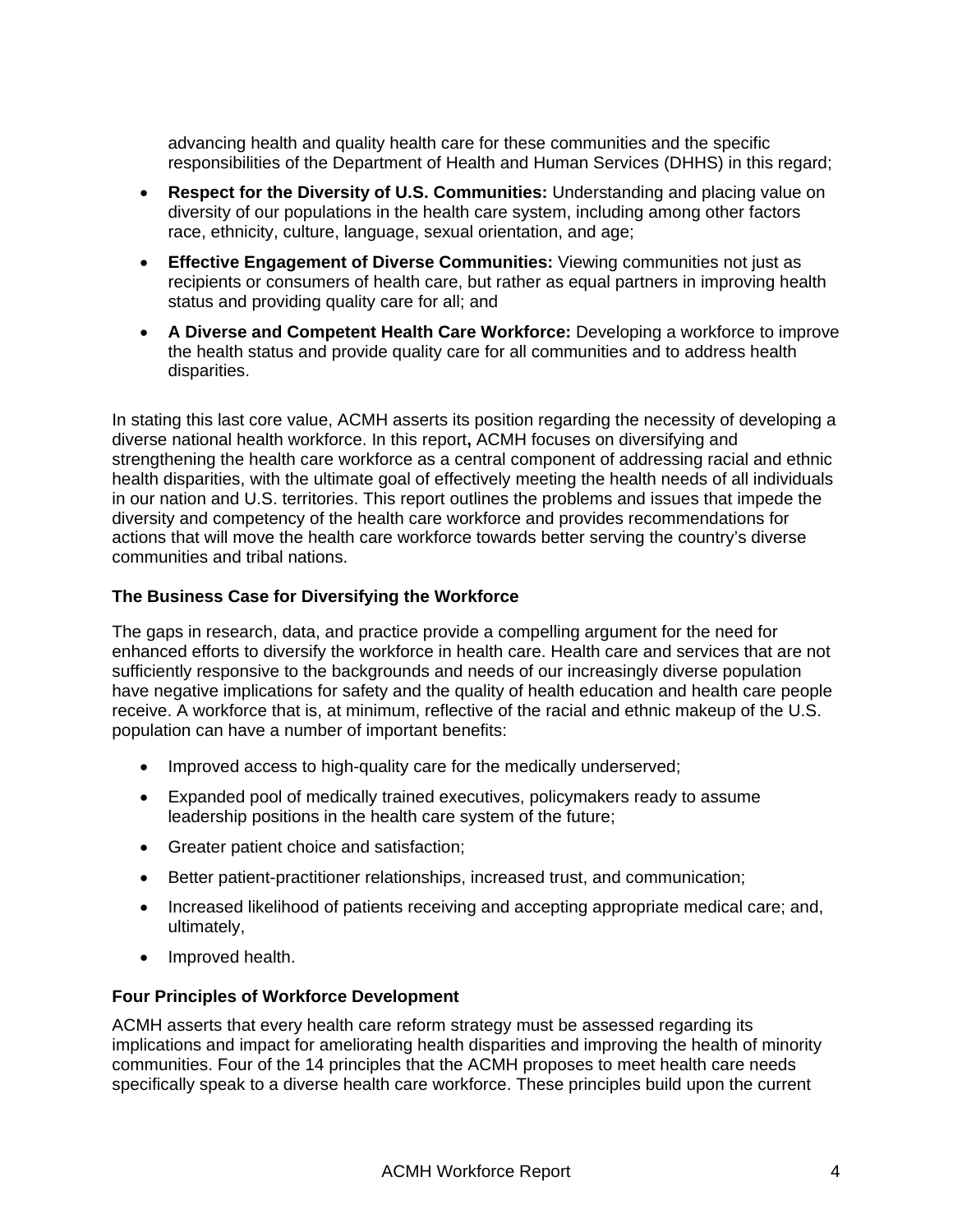advancing health and quality health care for these communities and the specific responsibilities of the Department of Health and Human Services (DHHS) in this regard;

- **Respect for the Diversity of U.S. Communities:** Understanding and placing value on diversity of our populations in the health care system, including among other factors race, ethnicity, culture, language, sexual orientation, and age;
- **Effective Engagement of Diverse Communities:** Viewing communities not just as recipients or consumers of health care, but rather as equal partners in improving health status and providing quality care for all; and
- **A Diverse and Competent Health Care Workforce:** Developing a workforce to improve the health status and provide quality care for all communities and to address health disparities.

In stating this last core value, ACMH asserts its position regarding the necessity of developing a diverse national health workforce. In this report**,** ACMH focuses on diversifying and strengthening the health care workforce as a central component of addressing racial and ethnic health disparities, with the ultimate goal of effectively meeting the health needs of all individuals in our nation and U.S. territories. This report outlines the problems and issues that impede the diversity and competency of the health care workforce and provides recommendations for actions that will move the health care workforce towards better serving the country's diverse communities and tribal nations.

### The Business Case for Diversifying the Workforce

The gaps in research, data, and practice provide a compelling argument for the need for enhanced efforts to diversify the workforce in health care. Health care and services that are not sufficiently responsive to the backgrounds and needs of our increasingly diverse population have negative implications for safety and the quality of health education and health care people receive. A workforce that is, at minimum, reflective of the racial and ethnic makeup of the U.S. population can have a number of important benefits:

- Improved access to high-quality care for the medically underserved;
- Expanded pool of medically trained executives, policymakers ready to assume leadership positions in the health care system of the future;
- Greater patient choice and satisfaction;
- Better patient-practitioner relationships, increased trust, and communication;
- Increased likelihood of patients receiving and accepting appropriate medical care; and, ultimately,
- Improved health.

### Four Principles of Workforce Development

ACMH asserts that every health care reform strategy must be assessed regarding its implications and impact for ameliorating health disparities and improving the health of minority communities. Four of the 14 principles that the ACMH proposes to meet health care needs specifically speak to a diverse health care workforce. These principles build upon the current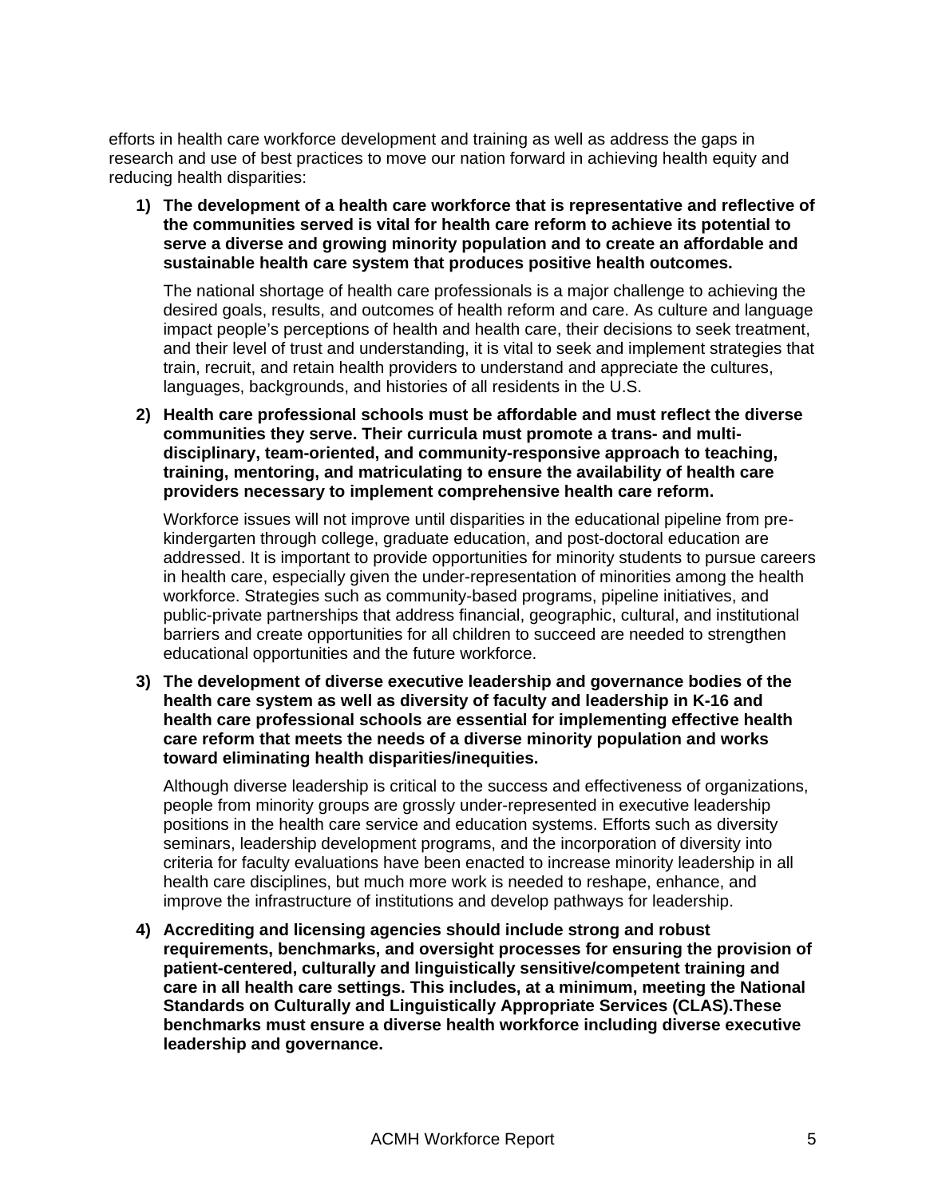efforts in health care workforce development and training as well as address the gaps in research and use of best practices to move our nation forward in achieving health equity and reducing health disparities:

1) **The development of a health care workforce that is representative and reflective of the communities served is vital for health care reform to achieve its potential to serve a diverse and growing minority population and to create an affordable and sustainable health care system that produces positive health outcomes.**

   The national shortage of health care professionals is a major challenge to achieving the desired goals, results, and outcomes of health reform and care. As culture and language impact people's perceptions of health and health care, their decisions to seek treatment, and their level of trust and understanding, it is vital to seek and implement strategies that train, recruit, and retain health providers to understand and appreciate the cultures, languages, backgrounds, and histories of all residents in the U.S.

2) **Health care professional schools must be affordable and must reflect the diverse communities they serve. Their curricula must promote a trans- and multi-disciplinary, team-oriented, and community-responsive approach to teaching, training, mentoring, and matriculating to ensure the availability of health care providers necessary to implement comprehensive health care reform.**

   Workforce issues will not improve until disparities in the educational pipeline from pre-kindergarten through college, graduate education, and post-doctoral education are addressed. It is important to provide opportunities for minority students to pursue careers in health care, especially given the under-representation of minorities among the health workforce. Strategies such as community-based programs, pipeline initiatives, and public-private partnerships that address financial, geographic, cultural, and institutional barriers and create opportunities for all children to succeed are needed to strengthen educational opportunities and the future workforce.

3) **The development of diverse executive leadership and governance bodies of the health care system as well as diversity of faculty and leadership in K-16 and health care professional schools are essential for implementing effective health care reform that meets the needs of a diverse minority population and works toward eliminating health disparities/inequities.**

   Although diverse leadership is critical to the success and effectiveness of organizations, people from minority groups are grossly under-represented in executive leadership positions in the health care service and education systems. Efforts such as diversity seminars, leadership development programs, and the incorporation of diversity into criteria for faculty evaluations have been enacted to increase minority leadership in all health care disciplines, but much more work is needed to reshape, enhance, and improve the infrastructure of institutions and develop pathways for leadership.

4) **Accrediting and licensing agencies should include strong and robust requirements, benchmarks, and oversight processes for ensuring the provision of patient-centered, culturally and linguistically sensitive/competent training and care in all health care settings. This includes, at a minimum, meeting the National Standards on Culturally and Linguistically Appropriate Services (CLAS).These benchmarks must ensure a diverse health workforce including diverse executive leadership and governance.**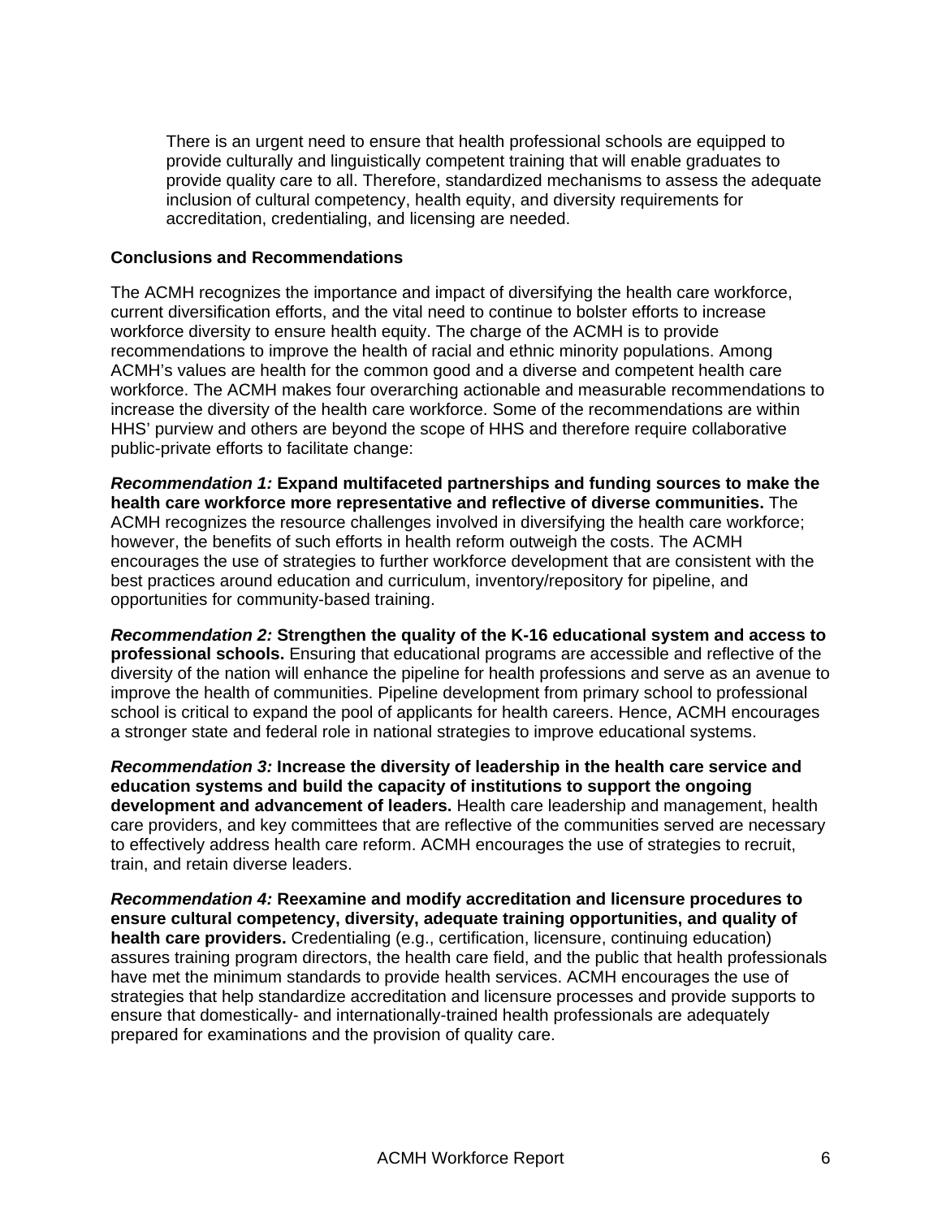> There is an urgent need to ensure that health professional schools are equipped to provide culturally and linguistically competent training that will enable graduates to provide quality care to all. Therefore, standardized mechanisms to assess the adequate inclusion of cultural competency, health equity, and diversity requirements for accreditation, credentialing, and licensing are needed.

**Conclusions and Recommendations**

The ACMH recognizes the importance and impact of diversifying the health care workforce, current diversification efforts, and the vital need to continue to bolster efforts to increase workforce diversity to ensure health equity. The charge of the ACMH is to provide recommendations to improve the health of racial and ethnic minority populations. Among ACMH's values are health for the common good and a diverse and competent health care workforce. The ACMH makes four overarching actionable and measurable recommendations to increase the diversity of the health care workforce. Some of the recommendations are within HHS' purview and others are beyond the scope of HHS and therefore require collaborative public-private efforts to facilitate change:

***Recommendation 1:*** **Expand multifaceted partnerships and funding sources to make the health care workforce more representative and reflective of diverse communities.** The ACMH recognizes the resource challenges involved in diversifying the health care workforce; however, the benefits of such efforts in health reform outweigh the costs. The ACMH encourages the use of strategies to further workforce development that are consistent with the best practices around education and curriculum, inventory/repository for pipeline, and opportunities for community-based training.

***Recommendation 2:*** **Strengthen the quality of the K-16 educational system and access to professional schools.** Ensuring that educational programs are accessible and reflective of the diversity of the nation will enhance the pipeline for health professions and serve as an avenue to improve the health of communities. Pipeline development from primary school to professional school is critical to expand the pool of applicants for health careers. Hence, ACMH encourages a stronger state and federal role in national strategies to improve educational systems.

***Recommendation 3:*** **Increase the diversity of leadership in the health care service and education systems and build the capacity of institutions to support the ongoing development and advancement of leaders.** Health care leadership and management, health care providers, and key committees that are reflective of the communities served are necessary to effectively address health care reform. ACMH encourages the use of strategies to recruit, train, and retain diverse leaders.

***Recommendation 4:*** **Reexamine and modify accreditation and licensure procedures to ensure cultural competency, diversity, adequate training opportunities, and quality of health care providers.** Credentialing (e.g., certification, licensure, continuing education) assures training program directors, the health care field, and the public that health professionals have met the minimum standards to provide health services. ACMH encourages the use of strategies that help standardize accreditation and licensure processes and provide supports to ensure that domestically- and internationally-trained health professionals are adequately prepared for examinations and the provision of quality care.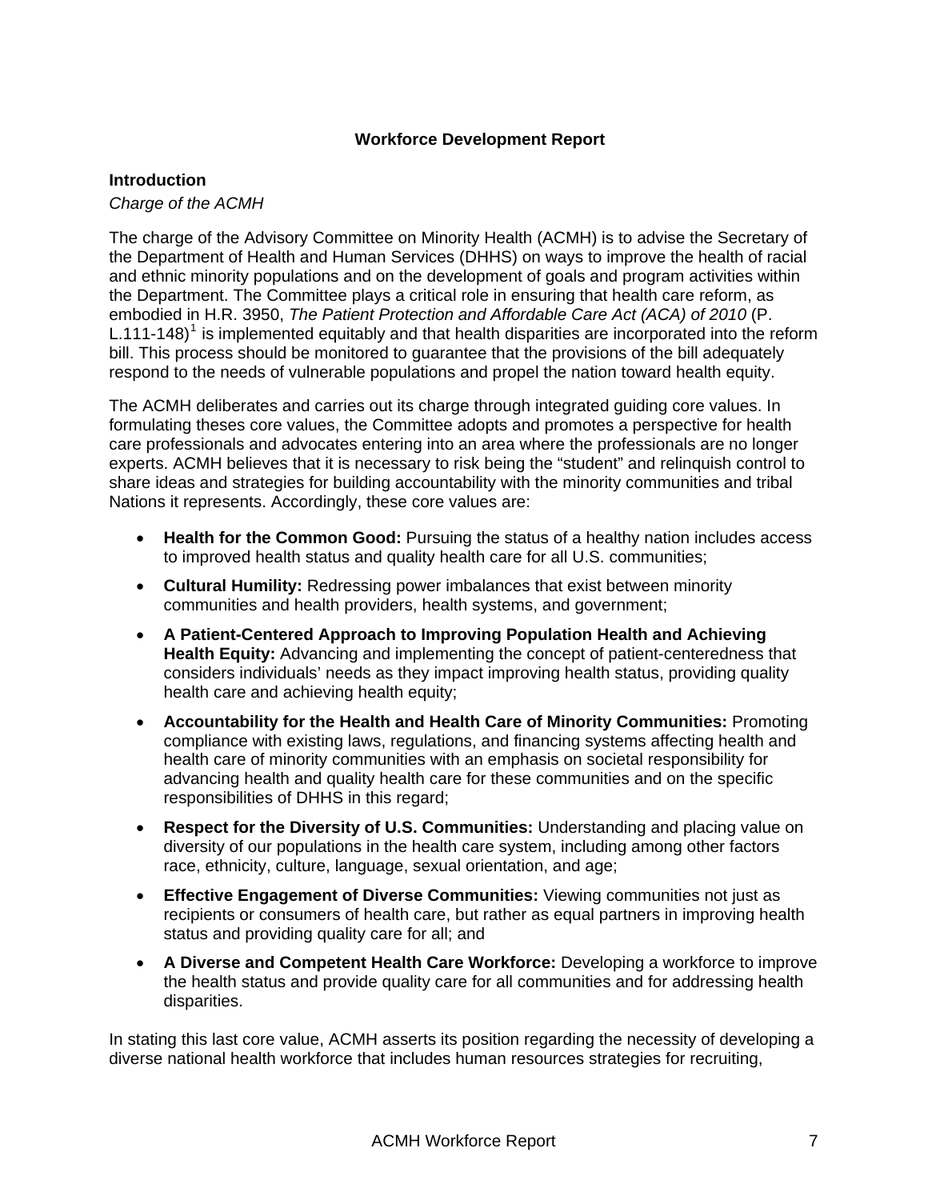**Workforce Development Report**

**Introduction**

*Charge of the ACMH*

The charge of the Advisory Committee on Minority Health (ACMH) is to advise the Secretary of the Department of Health and Human Services (DHHS) on ways to improve the health of racial and ethnic minority populations and on the development of goals and program activities within the Department. The Committee plays a critical role in ensuring that health care reform, as embodied in H.R. 3950, *The Patient Protection and Affordable Care Act (ACA) of 2010* (P. L.111-148)[1] is implemented equitably and that health disparities are incorporated into the reform bill. This process should be monitored to guarantee that the provisions of the bill adequately respond to the needs of vulnerable populations and propel the nation toward health equity.

The ACMH deliberates and carries out its charge through integrated guiding core values. In formulating theses core values, the Committee adopts and promotes a perspective for health care professionals and advocates entering into an area where the professionals are no longer experts. ACMH believes that it is necessary to risk being the "student" and relinquish control to share ideas and strategies for building accountability with the minority communities and tribal Nations it represents. Accordingly, these core values are:

- **Health for the Common Good:** Pursuing the status of a healthy nation includes access to improved health status and quality health care for all U.S. communities;
- **Cultural Humility:** Redressing power imbalances that exist between minority communities and health providers, health systems, and government;
- **A Patient-Centered Approach to Improving Population Health and Achieving Health Equity:** Advancing and implementing the concept of patient-centeredness that considers individuals' needs as they impact improving health status, providing quality health care and achieving health equity;
- **Accountability for the Health and Health Care of Minority Communities:** Promoting compliance with existing laws, regulations, and financing systems affecting health and health care of minority communities with an emphasis on societal responsibility for advancing health and quality health care for these communities and on the specific responsibilities of DHHS in this regard;
- **Respect for the Diversity of U.S. Communities:** Understanding and placing value on diversity of our populations in the health care system, including among other factors race, ethnicity, culture, language, sexual orientation, and age;
- **Effective Engagement of Diverse Communities:** Viewing communities not just as recipients or consumers of health care, but rather as equal partners in improving health status and providing quality care for all; and
- **A Diverse and Competent Health Care Workforce:** Developing a workforce to improve the health status and provide quality care for all communities and for addressing health disparities.

In stating this last core value, ACMH asserts its position regarding the necessity of developing a diverse national health workforce that includes human resources strategies for recruiting,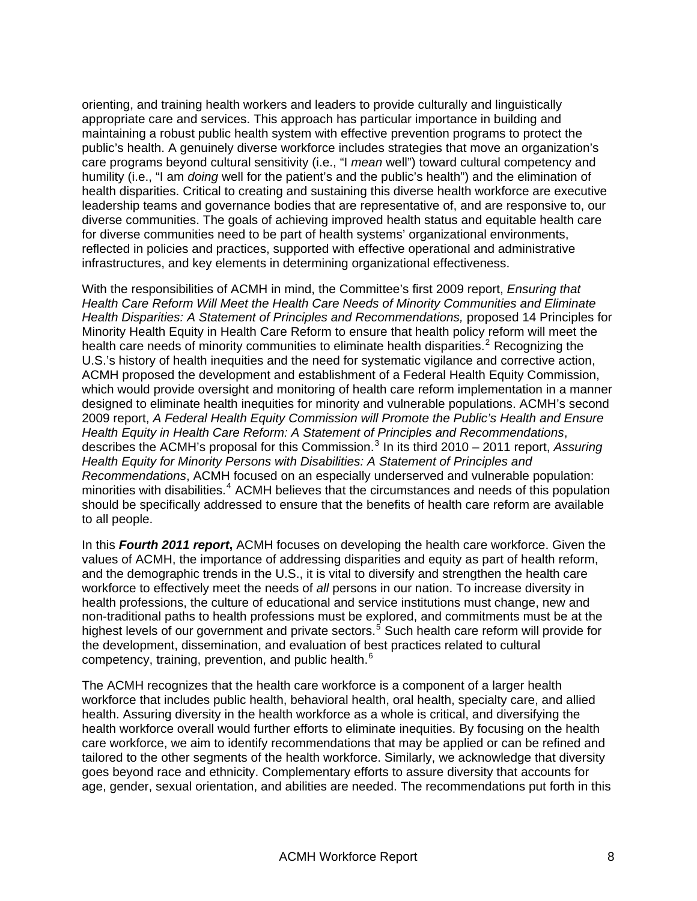orienting, and training health workers and leaders to provide culturally and linguistically appropriate care and services. This approach has particular importance in building and maintaining a robust public health system with effective prevention programs to protect the public's health. A genuinely diverse workforce includes strategies that move an organization's care programs beyond cultural sensitivity (i.e., "I *mean* well") toward cultural competency and humility (i.e., "I am *doing* well for the patient's and the public's health") and the elimination of health disparities. Critical to creating and sustaining this diverse health workforce are executive leadership teams and governance bodies that are representative of, and are responsive to, our diverse communities. The goals of achieving improved health status and equitable health care for diverse communities need to be part of health systems' organizational environments, reflected in policies and practices, supported with effective operational and administrative infrastructures, and key elements in determining organizational effectiveness.

With the responsibilities of ACMH in mind, the Committee's first 2009 report, *Ensuring that Health Care Reform Will Meet the Health Care Needs of Minority Communities and Eliminate Health Disparities: A Statement of Principles and Recommendations,* proposed 14 Principles for Minority Health Equity in Health Care Reform to ensure that health policy reform will meet the health care needs of minority communities to eliminate health disparities.[2] Recognizing the U.S.'s history of health inequities and the need for systematic vigilance and corrective action, ACMH proposed the development and establishment of a Federal Health Equity Commission, which would provide oversight and monitoring of health care reform implementation in a manner designed to eliminate health inequities for minority and vulnerable populations. ACMH's second 2009 report, *A Federal Health Equity Commission will Promote the Public's Health and Ensure Health Equity in Health Care Reform: A Statement of Principles and Recommendations*, describes the ACMH's proposal for this Commission.[3] In its third 2010 – 2011 report, *Assuring Health Equity for Minority Persons with Disabilities: A Statement of Principles and Recommendations*, ACMH focused on an especially underserved and vulnerable population: minorities with disabilities.[4] ACMH believes that the circumstances and needs of this population should be specifically addressed to ensure that the benefits of health care reform are available to all people.

In this ***Fourth 2011 report*****,** ACMH focuses on developing the health care workforce. Given the values of ACMH, the importance of addressing disparities and equity as part of health reform, and the demographic trends in the U.S., it is vital to diversify and strengthen the health care workforce to effectively meet the needs of *all* persons in our nation. To increase diversity in health professions, the culture of educational and service institutions must change, new and non-traditional paths to health professions must be explored, and commitments must be at the highest levels of our government and private sectors.[5] Such health care reform will provide for the development, dissemination, and evaluation of best practices related to cultural competency, training, prevention, and public health.[6]

The ACMH recognizes that the health care workforce is a component of a larger health workforce that includes public health, behavioral health, oral health, specialty care, and allied health. Assuring diversity in the health workforce as a whole is critical, and diversifying the health workforce overall would further efforts to eliminate inequities. By focusing on the health care workforce, we aim to identify recommendations that may be applied or can be refined and tailored to the other segments of the health workforce. Similarly, we acknowledge that diversity goes beyond race and ethnicity. Complementary efforts to assure diversity that accounts for age, gender, sexual orientation, and abilities are needed. The recommendations put forth in this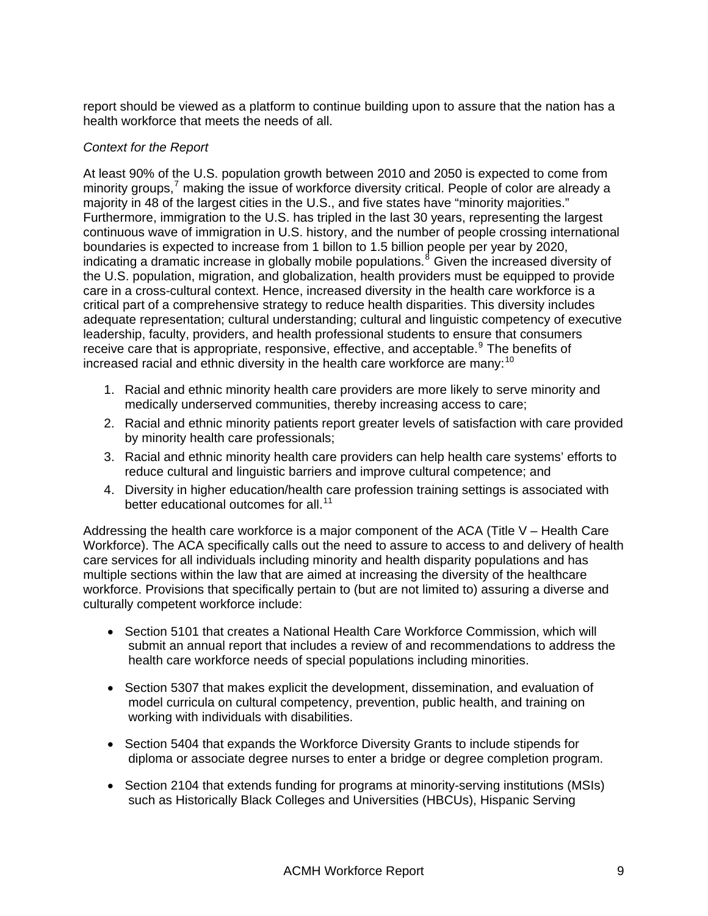report should be viewed as a platform to continue building upon to assure that the nation has a health workforce that meets the needs of all.

*Context for the Report*

At least 90% of the U.S. population growth between 2010 and 2050 is expected to come from minority groups,[7] making the issue of workforce diversity critical. People of color are already a majority in 48 of the largest cities in the U.S., and five states have "minority majorities." Furthermore, immigration to the U.S. has tripled in the last 30 years, representing the largest continuous wave of immigration in U.S. history, and the number of people crossing international boundaries is expected to increase from 1 billon to 1.5 billion people per year by 2020, indicating a dramatic increase in globally mobile populations.[8] Given the increased diversity of the U.S. population, migration, and globalization, health providers must be equipped to provide care in a cross-cultural context. Hence, increased diversity in the health care workforce is a critical part of a comprehensive strategy to reduce health disparities. This diversity includes adequate representation; cultural understanding; cultural and linguistic competency of executive leadership, faculty, providers, and health professional students to ensure that consumers receive care that is appropriate, responsive, effective, and acceptable.[9] The benefits of increased racial and ethnic diversity in the health care workforce are many:[10]

1. Racial and ethnic minority health care providers are more likely to serve minority and medically underserved communities, thereby increasing access to care;
2. Racial and ethnic minority patients report greater levels of satisfaction with care provided by minority health care professionals;
3. Racial and ethnic minority health care providers can help health care systems' efforts to reduce cultural and linguistic barriers and improve cultural competence; and
4. Diversity in higher education/health care profession training settings is associated with better educational outcomes for all.[11]

Addressing the health care workforce is a major component of the ACA (Title V – Health Care Workforce). The ACA specifically calls out the need to assure to access to and delivery of health care services for all individuals including minority and health disparity populations and has multiple sections within the law that are aimed at increasing the diversity of the healthcare workforce. Provisions that specifically pertain to (but are not limited to) assuring a diverse and culturally competent workforce include:

- Section 5101 that creates a National Health Care Workforce Commission, which will submit an annual report that includes a review of and recommendations to address the health care workforce needs of special populations including minorities.

- Section 5307 that makes explicit the development, dissemination, and evaluation of model curricula on cultural competency, prevention, public health, and training on working with individuals with disabilities.

- Section 5404 that expands the Workforce Diversity Grants to include stipends for diploma or associate degree nurses to enter a bridge or degree completion program.

- Section 2104 that extends funding for programs at minority-serving institutions (MSIs) such as Historically Black Colleges and Universities (HBCUs), Hispanic Serving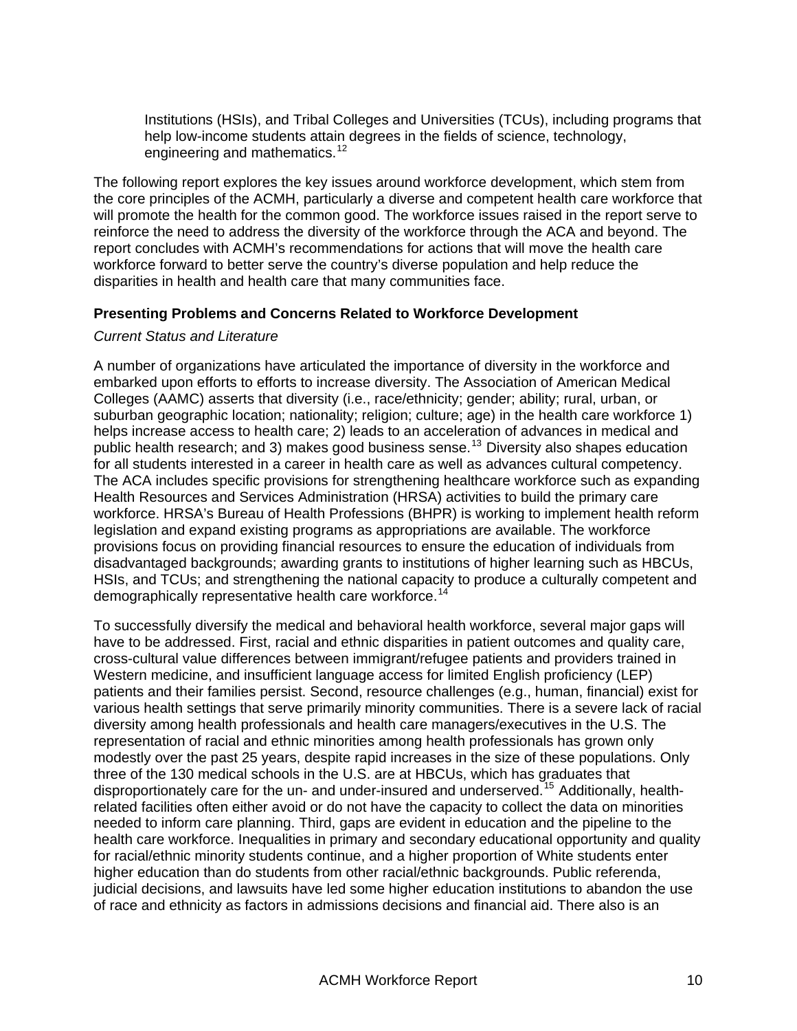Institutions (HSIs), and Tribal Colleges and Universities (TCUs), including programs that help low-income students attain degrees in the fields of science, technology, engineering and mathematics.[12]

The following report explores the key issues around workforce development, which stem from the core principles of the ACMH, particularly a diverse and competent health care workforce that will promote the health for the common good. The workforce issues raised in the report serve to reinforce the need to address the diversity of the workforce through the ACA and beyond. The report concludes with ACMH's recommendations for actions that will move the health care workforce forward to better serve the country's diverse population and help reduce the disparities in health and health care that many communities face.

**Presenting Problems and Concerns Related to Workforce Development**

*Current Status and Literature*

A number of organizations have articulated the importance of diversity in the workforce and embarked upon efforts to efforts to increase diversity. The Association of American Medical Colleges (AAMC) asserts that diversity (i.e., race/ethnicity; gender; ability; rural, urban, or suburban geographic location; nationality; religion; culture; age) in the health care workforce 1) helps increase access to health care; 2) leads to an acceleration of advances in medical and public health research; and 3) makes good business sense.[13] Diversity also shapes education for all students interested in a career in health care as well as advances cultural competency. The ACA includes specific provisions for strengthening healthcare workforce such as expanding Health Resources and Services Administration (HRSA) activities to build the primary care workforce. HRSA's Bureau of Health Professions (BHPR) is working to implement health reform legislation and expand existing programs as appropriations are available. The workforce provisions focus on providing financial resources to ensure the education of individuals from disadvantaged backgrounds; awarding grants to institutions of higher learning such as HBCUs, HSIs, and TCUs; and strengthening the national capacity to produce a culturally competent and demographically representative health care workforce.[14]

To successfully diversify the medical and behavioral health workforce, several major gaps will have to be addressed. First, racial and ethnic disparities in patient outcomes and quality care, cross-cultural value differences between immigrant/refugee patients and providers trained in Western medicine, and insufficient language access for limited English proficiency (LEP) patients and their families persist. Second, resource challenges (e.g., human, financial) exist for various health settings that serve primarily minority communities. There is a severe lack of racial diversity among health professionals and health care managers/executives in the U.S. The representation of racial and ethnic minorities among health professionals has grown only modestly over the past 25 years, despite rapid increases in the size of these populations. Only three of the 130 medical schools in the U.S. are at HBCUs, which has graduates that disproportionately care for the un- and under-insured and underserved.[15] Additionally, health-related facilities often either avoid or do not have the capacity to collect the data on minorities needed to inform care planning. Third, gaps are evident in education and the pipeline to the health care workforce. Inequalities in primary and secondary educational opportunity and quality for racial/ethnic minority students continue, and a higher proportion of White students enter higher education than do students from other racial/ethnic backgrounds. Public referenda, judicial decisions, and lawsuits have led some higher education institutions to abandon the use of race and ethnicity as factors in admissions decisions and financial aid. There also is an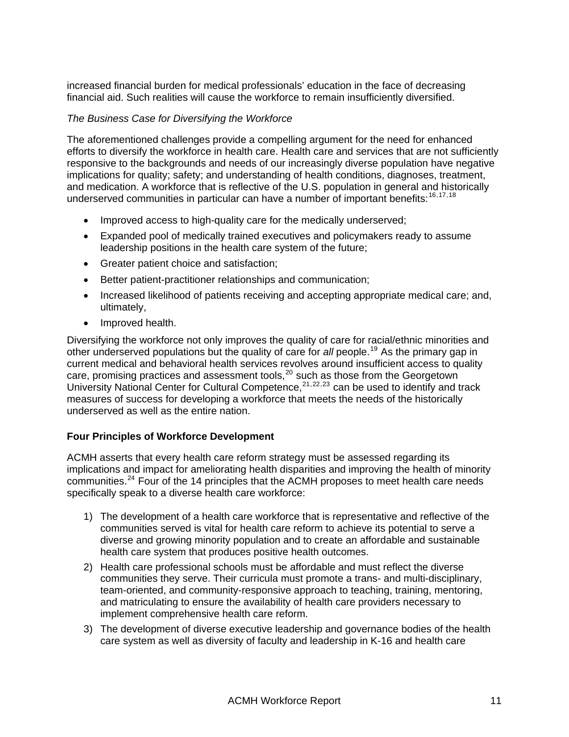increased financial burden for medical professionals' education in the face of decreasing financial aid. Such realities will cause the workforce to remain insufficiently diversified.

*The Business Case for Diversifying the Workforce*

The aforementioned challenges provide a compelling argument for the need for enhanced efforts to diversify the workforce in health care. Health care and services that are not sufficiently responsive to the backgrounds and needs of our increasingly diverse population have negative implications for quality; safety; and understanding of health conditions, diagnoses, treatment, and medication. A workforce that is reflective of the U.S. population in general and historically underserved communities in particular can have a number of important benefits:[16,17,18]

- Improved access to high-quality care for the medically underserved;
- Expanded pool of medically trained executives and policymakers ready to assume leadership positions in the health care system of the future;
- Greater patient choice and satisfaction;
- Better patient-practitioner relationships and communication;
- Increased likelihood of patients receiving and accepting appropriate medical care; and, ultimately,
- Improved health.

Diversifying the workforce not only improves the quality of care for racial/ethnic minorities and other underserved populations but the quality of care for *all* people.[19] As the primary gap in current medical and behavioral health services revolves around insufficient access to quality care, promising practices and assessment tools,[20] such as those from the Georgetown University National Center for Cultural Competence,[21,22,23] can be used to identify and track measures of success for developing a workforce that meets the needs of the historically underserved as well as the entire nation.

**Four Principles of Workforce Development**

ACMH asserts that every health care reform strategy must be assessed regarding its implications and impact for ameliorating health disparities and improving the health of minority communities.[24] Four of the 14 principles that the ACMH proposes to meet health care needs specifically speak to a diverse health care workforce:

1) The development of a health care workforce that is representative and reflective of the communities served is vital for health care reform to achieve its potential to serve a diverse and growing minority population and to create an affordable and sustainable health care system that produces positive health outcomes.
2) Health care professional schools must be affordable and must reflect the diverse communities they serve. Their curricula must promote a trans- and multi-disciplinary, team-oriented, and community-responsive approach to teaching, training, mentoring, and matriculating to ensure the availability of health care providers necessary to implement comprehensive health care reform.
3) The development of diverse executive leadership and governance bodies of the health care system as well as diversity of faculty and leadership in K-16 and health care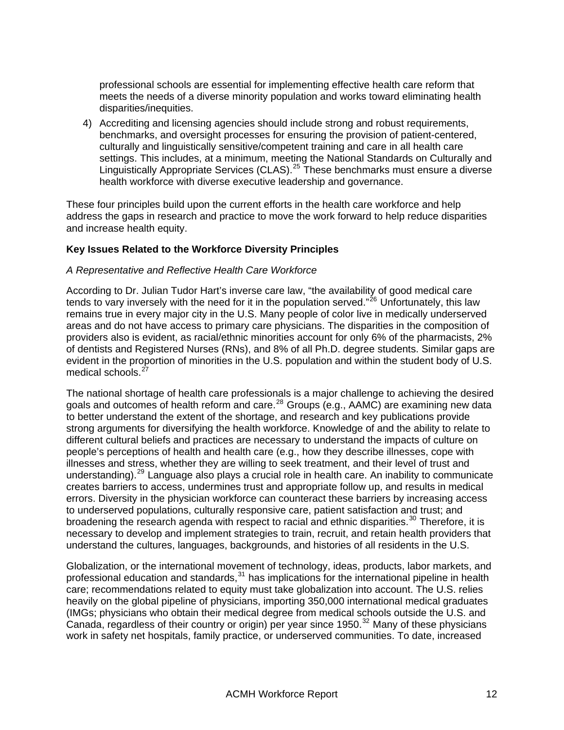professional schools are essential for implementing effective health care reform that meets the needs of a diverse minority population and works toward eliminating health disparities/inequities.

4) Accrediting and licensing agencies should include strong and robust requirements, benchmarks, and oversight processes for ensuring the provision of patient-centered, culturally and linguistically sensitive/competent training and care in all health care settings. This includes, at a minimum, meeting the National Standards on Culturally and Linguistically Appropriate Services (CLAS).[25] These benchmarks must ensure a diverse health workforce with diverse executive leadership and governance.

These four principles build upon the current efforts in the health care workforce and help address the gaps in research and practice to move the work forward to help reduce disparities and increase health equity.

**Key Issues Related to the Workforce Diversity Principles**

*A Representative and Reflective Health Care Workforce*

According to Dr. Julian Tudor Hart's inverse care law, "the availability of good medical care tends to vary inversely with the need for it in the population served."[26] Unfortunately, this law remains true in every major city in the U.S. Many people of color live in medically underserved areas and do not have access to primary care physicians. The disparities in the composition of providers also is evident, as racial/ethnic minorities account for only 6% of the pharmacists, 2% of dentists and Registered Nurses (RNs), and 8% of all Ph.D. degree students. Similar gaps are evident in the proportion of minorities in the U.S. population and within the student body of U.S. medical schools.[27]

The national shortage of health care professionals is a major challenge to achieving the desired goals and outcomes of health reform and care.[28] Groups (e.g., AAMC) are examining new data to better understand the extent of the shortage, and research and key publications provide strong arguments for diversifying the health workforce. Knowledge of and the ability to relate to different cultural beliefs and practices are necessary to understand the impacts of culture on people's perceptions of health and health care (e.g., how they describe illnesses, cope with illnesses and stress, whether they are willing to seek treatment, and their level of trust and understanding).[29] Language also plays a crucial role in health care. An inability to communicate creates barriers to access, undermines trust and appropriate follow up, and results in medical errors. Diversity in the physician workforce can counteract these barriers by increasing access to underserved populations, culturally responsive care, patient satisfaction and trust; and broadening the research agenda with respect to racial and ethnic disparities.[30] Therefore, it is necessary to develop and implement strategies to train, recruit, and retain health providers that understand the cultures, languages, backgrounds, and histories of all residents in the U.S.

Globalization, or the international movement of technology, ideas, products, labor markets, and professional education and standards,[31] has implications for the international pipeline in health care; recommendations related to equity must take globalization into account. The U.S. relies heavily on the global pipeline of physicians, importing 350,000 international medical graduates (IMGs; physicians who obtain their medical degree from medical schools outside the U.S. and Canada, regardless of their country or origin) per year since 1950.[32] Many of these physicians work in safety net hospitals, family practice, or underserved communities. To date, increased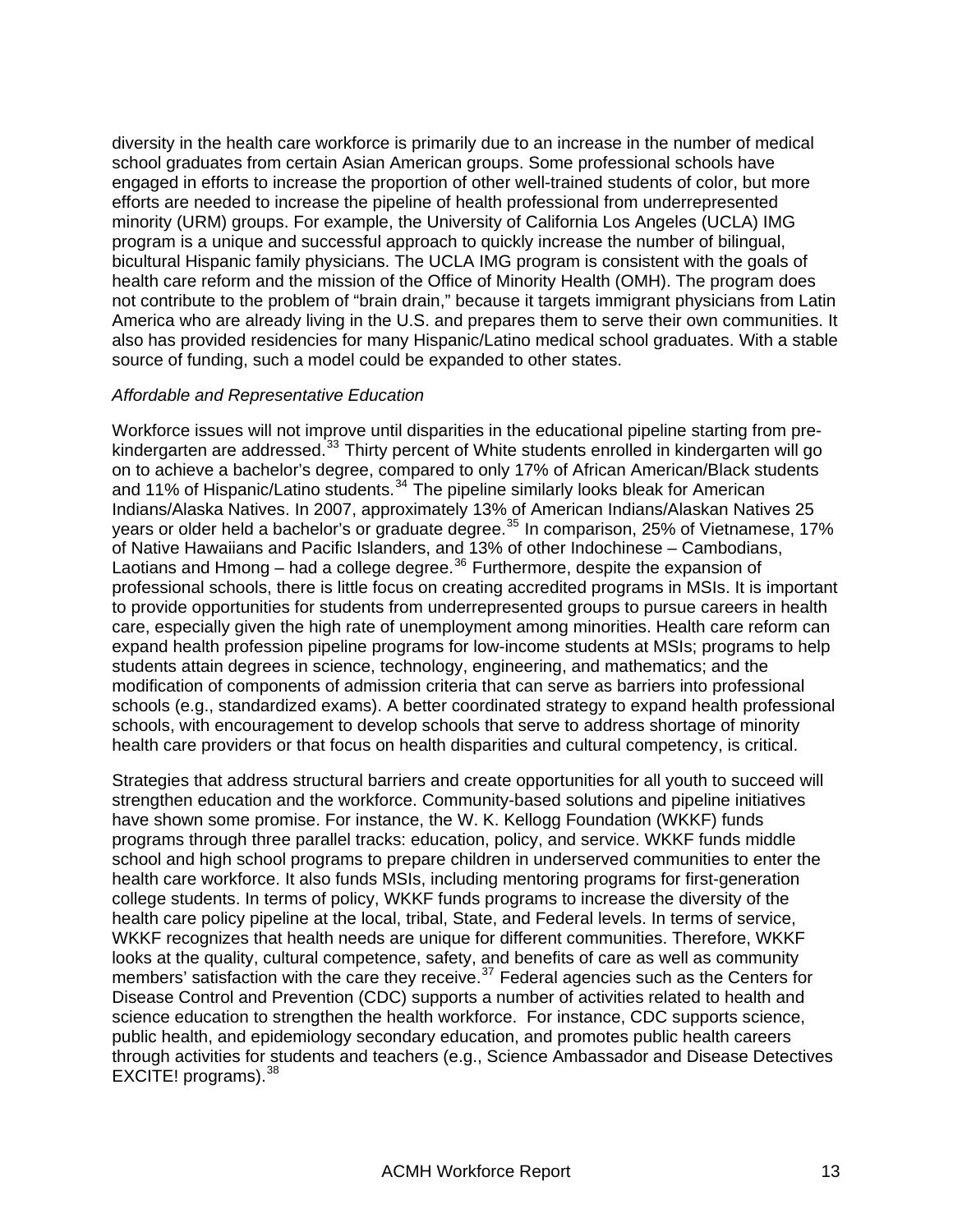diversity in the health care workforce is primarily due to an increase in the number of medical school graduates from certain Asian American groups. Some professional schools have engaged in efforts to increase the proportion of other well-trained students of color, but more efforts are needed to increase the pipeline of health professional from underrepresented minority (URM) groups. For example, the University of California Los Angeles (UCLA) IMG program is a unique and successful approach to quickly increase the number of bilingual, bicultural Hispanic family physicians. The UCLA IMG program is consistent with the goals of health care reform and the mission of the Office of Minority Health (OMH). The program does not contribute to the problem of "brain drain," because it targets immigrant physicians from Latin America who are already living in the U.S. and prepares them to serve their own communities. It also has provided residencies for many Hispanic/Latino medical school graduates. With a stable source of funding, such a model could be expanded to other states.

*Affordable and Representative Education*

Workforce issues will not improve until disparities in the educational pipeline starting from pre-kindergarten are addressed.[33] Thirty percent of White students enrolled in kindergarten will go on to achieve a bachelor's degree, compared to only 17% of African American/Black students and 11% of Hispanic/Latino students.[34] The pipeline similarly looks bleak for American Indians/Alaska Natives. In 2007, approximately 13% of American Indians/Alaskan Natives 25 years or older held a bachelor's or graduate degree.[35] In comparison, 25% of Vietnamese, 17% of Native Hawaiians and Pacific Islanders, and 13% of other Indochinese – Cambodians, Laotians and Hmong – had a college degree.[36] Furthermore, despite the expansion of professional schools, there is little focus on creating accredited programs in MSIs. It is important to provide opportunities for students from underrepresented groups to pursue careers in health care, especially given the high rate of unemployment among minorities. Health care reform can expand health profession pipeline programs for low-income students at MSIs; programs to help students attain degrees in science, technology, engineering, and mathematics; and the modification of components of admission criteria that can serve as barriers into professional schools (e.g., standardized exams). A better coordinated strategy to expand health professional schools, with encouragement to develop schools that serve to address shortage of minority health care providers or that focus on health disparities and cultural competency, is critical.

Strategies that address structural barriers and create opportunities for all youth to succeed will strengthen education and the workforce. Community-based solutions and pipeline initiatives have shown some promise. For instance, the W. K. Kellogg Foundation (WKKF) funds programs through three parallel tracks: education, policy, and service. WKKF funds middle school and high school programs to prepare children in underserved communities to enter the health care workforce. It also funds MSIs, including mentoring programs for first-generation college students. In terms of policy, WKKF funds programs to increase the diversity of the health care policy pipeline at the local, tribal, State, and Federal levels. In terms of service, WKKF recognizes that health needs are unique for different communities. Therefore, WKKF looks at the quality, cultural competence, safety, and benefits of care as well as community members' satisfaction with the care they receive.[37] Federal agencies such as the Centers for Disease Control and Prevention (CDC) supports a number of activities related to health and science education to strengthen the health workforce. For instance, CDC supports science, public health, and epidemiology secondary education, and promotes public health careers through activities for students and teachers (e.g., Science Ambassador and Disease Detectives EXCITE! programs).[38]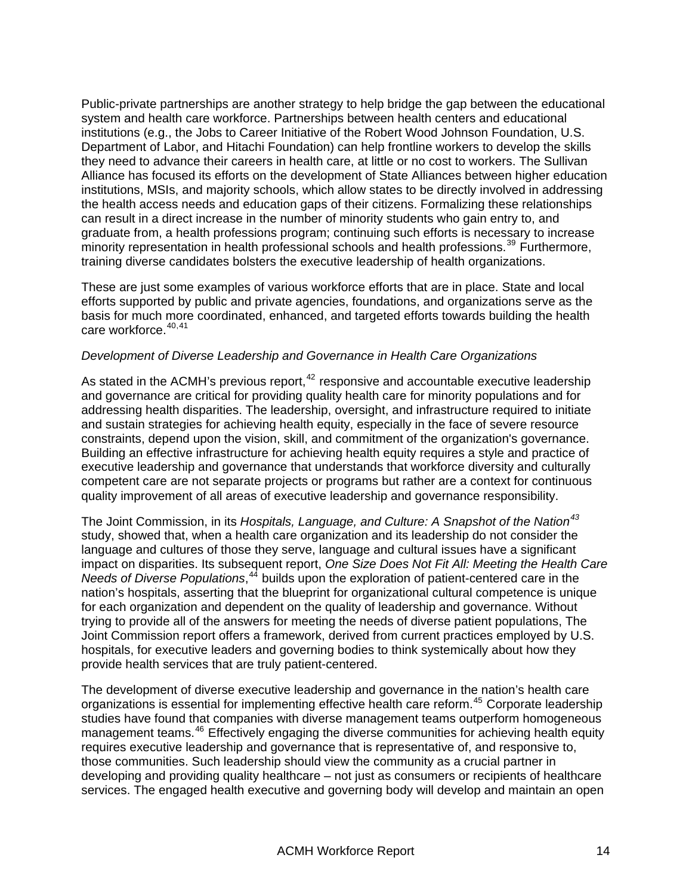Public-private partnerships are another strategy to help bridge the gap between the educational system and health care workforce. Partnerships between health centers and educational institutions (e.g., the Jobs to Career Initiative of the Robert Wood Johnson Foundation, U.S. Department of Labor, and Hitachi Foundation) can help frontline workers to develop the skills they need to advance their careers in health care, at little or no cost to workers. The Sullivan Alliance has focused its efforts on the development of State Alliances between higher education institutions, MSIs, and majority schools, which allow states to be directly involved in addressing the health access needs and education gaps of their citizens. Formalizing these relationships can result in a direct increase in the number of minority students who gain entry to, and graduate from, a health professions program; continuing such efforts is necessary to increase minority representation in health professional schools and health professions.[39] Furthermore, training diverse candidates bolsters the executive leadership of health organizations.

These are just some examples of various workforce efforts that are in place. State and local efforts supported by public and private agencies, foundations, and organizations serve as the basis for much more coordinated, enhanced, and targeted efforts towards building the health care workforce.[40,41]

*Development of Diverse Leadership and Governance in Health Care Organizations*

As stated in the ACMH's previous report,[42] responsive and accountable executive leadership and governance are critical for providing quality health care for minority populations and for addressing health disparities. The leadership, oversight, and infrastructure required to initiate and sustain strategies for achieving health equity, especially in the face of severe resource constraints, depend upon the vision, skill, and commitment of the organization's governance. Building an effective infrastructure for achieving health equity requires a style and practice of executive leadership and governance that understands that workforce diversity and culturally competent care are not separate projects or programs but rather are a context for continuous quality improvement of all areas of executive leadership and governance responsibility.

The Joint Commission, in its *Hospitals, Language, and Culture: A Snapshot of the Nation*[43] study, showed that, when a health care organization and its leadership do not consider the language and cultures of those they serve, language and cultural issues have a significant impact on disparities. Its subsequent report, *One Size Does Not Fit All: Meeting the Health Care Needs of Diverse Populations*,[44] builds upon the exploration of patient-centered care in the nation's hospitals, asserting that the blueprint for organizational cultural competence is unique for each organization and dependent on the quality of leadership and governance. Without trying to provide all of the answers for meeting the needs of diverse patient populations, The Joint Commission report offers a framework, derived from current practices employed by U.S. hospitals, for executive leaders and governing bodies to think systemically about how they provide health services that are truly patient-centered.

The development of diverse executive leadership and governance in the nation's health care organizations is essential for implementing effective health care reform.[45] Corporate leadership studies have found that companies with diverse management teams outperform homogeneous management teams.[46] Effectively engaging the diverse communities for achieving health equity requires executive leadership and governance that is representative of, and responsive to, those communities. Such leadership should view the community as a crucial partner in developing and providing quality healthcare – not just as consumers or recipients of healthcare services. The engaged health executive and governing body will develop and maintain an open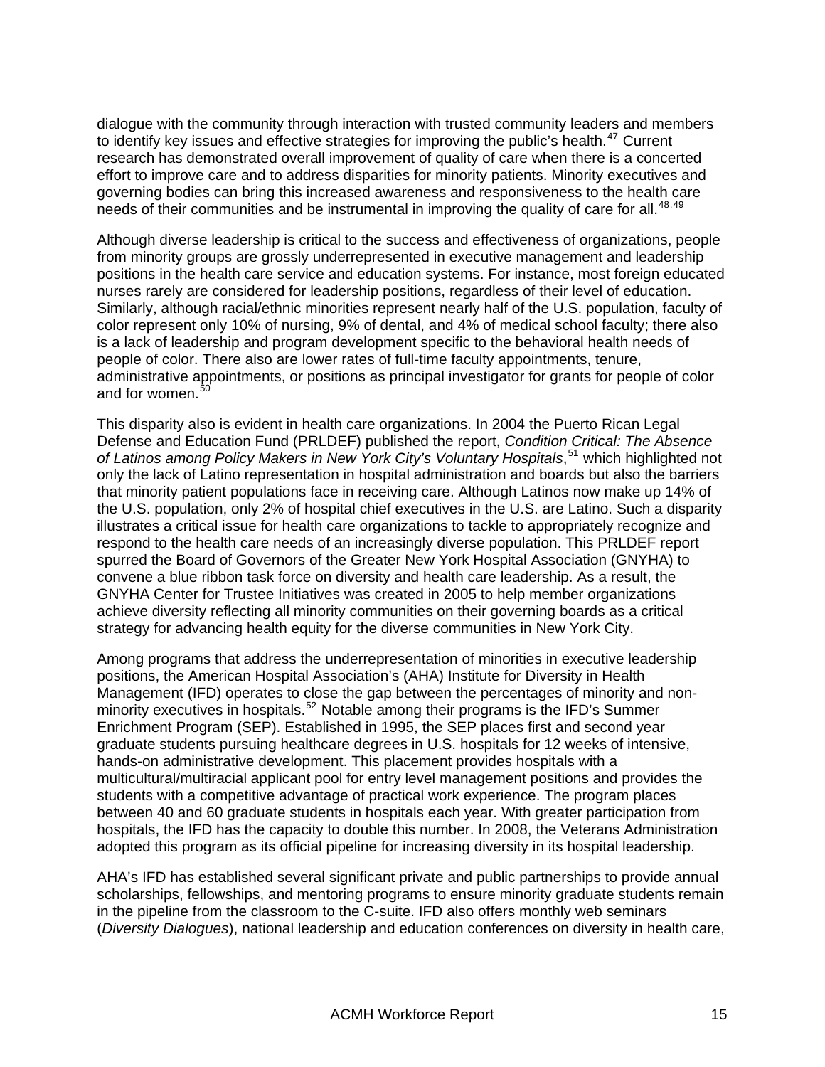dialogue with the community through interaction with trusted community leaders and members to identify key issues and effective strategies for improving the public's health.[47] Current research has demonstrated overall improvement of quality of care when there is a concerted effort to improve care and to address disparities for minority patients. Minority executives and governing bodies can bring this increased awareness and responsiveness to the health care needs of their communities and be instrumental in improving the quality of care for all.[48,49]

Although diverse leadership is critical to the success and effectiveness of organizations, people from minority groups are grossly underrepresented in executive management and leadership positions in the health care service and education systems. For instance, most foreign educated nurses rarely are considered for leadership positions, regardless of their level of education. Similarly, although racial/ethnic minorities represent nearly half of the U.S. population, faculty of color represent only 10% of nursing, 9% of dental, and 4% of medical school faculty; there also is a lack of leadership and program development specific to the behavioral health needs of people of color. There also are lower rates of full-time faculty appointments, tenure, administrative appointments, or positions as principal investigator for grants for people of color and for women.[50]

This disparity also is evident in health care organizations. In 2004 the Puerto Rican Legal Defense and Education Fund (PRLDEF) published the report, *Condition Critical: The Absence of Latinos among Policy Makers in New York City's Voluntary Hospitals*,[51] which highlighted not only the lack of Latino representation in hospital administration and boards but also the barriers that minority patient populations face in receiving care. Although Latinos now make up 14% of the U.S. population, only 2% of hospital chief executives in the U.S. are Latino. Such a disparity illustrates a critical issue for health care organizations to tackle to appropriately recognize and respond to the health care needs of an increasingly diverse population. This PRLDEF report spurred the Board of Governors of the Greater New York Hospital Association (GNYHA) to convene a blue ribbon task force on diversity and health care leadership. As a result, the GNYHA Center for Trustee Initiatives was created in 2005 to help member organizations achieve diversity reflecting all minority communities on their governing boards as a critical strategy for advancing health equity for the diverse communities in New York City.

Among programs that address the underrepresentation of minorities in executive leadership positions, the American Hospital Association's (AHA) Institute for Diversity in Health Management (IFD) operates to close the gap between the percentages of minority and non-minority executives in hospitals.[52] Notable among their programs is the IFD's Summer Enrichment Program (SEP). Established in 1995, the SEP places first and second year graduate students pursuing healthcare degrees in U.S. hospitals for 12 weeks of intensive, hands-on administrative development. This placement provides hospitals with a multicultural/multiracial applicant pool for entry level management positions and provides the students with a competitive advantage of practical work experience. The program places between 40 and 60 graduate students in hospitals each year. With greater participation from hospitals, the IFD has the capacity to double this number. In 2008, the Veterans Administration adopted this program as its official pipeline for increasing diversity in its hospital leadership.

AHA's IFD has established several significant private and public partnerships to provide annual scholarships, fellowships, and mentoring programs to ensure minority graduate students remain in the pipeline from the classroom to the C-suite. IFD also offers monthly web seminars (*Diversity Dialogues*), national leadership and education conferences on diversity in health care,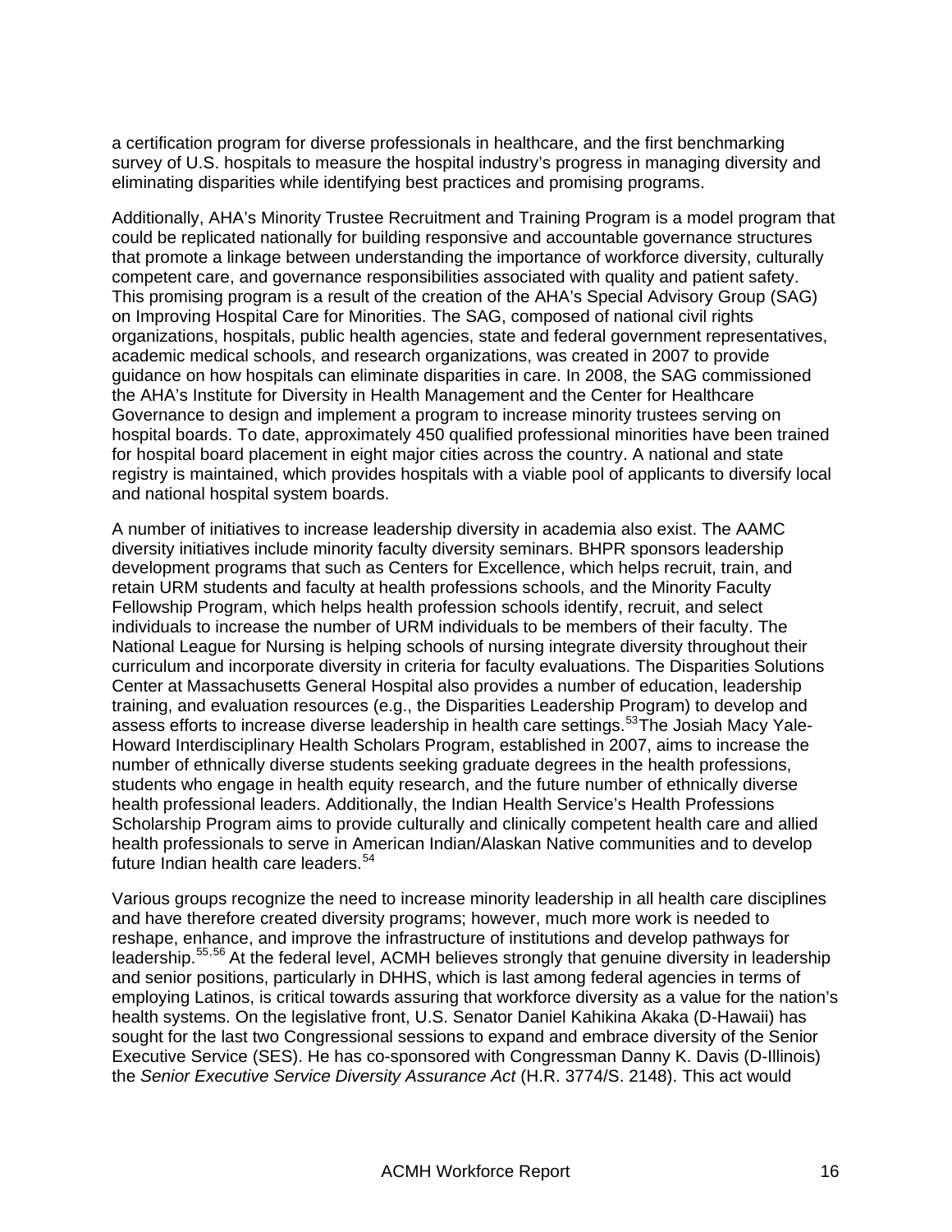a certification program for diverse professionals in healthcare, and the first benchmarking survey of U.S. hospitals to measure the hospital industry's progress in managing diversity and eliminating disparities while identifying best practices and promising programs.

Additionally, AHA's Minority Trustee Recruitment and Training Program is a model program that could be replicated nationally for building responsive and accountable governance structures that promote a linkage between understanding the importance of workforce diversity, culturally competent care, and governance responsibilities associated with quality and patient safety. This promising program is a result of the creation of the AHA's Special Advisory Group (SAG) on Improving Hospital Care for Minorities. The SAG, composed of national civil rights organizations, hospitals, public health agencies, state and federal government representatives, academic medical schools, and research organizations, was created in 2007 to provide guidance on how hospitals can eliminate disparities in care. In 2008, the SAG commissioned the AHA's Institute for Diversity in Health Management and the Center for Healthcare Governance to design and implement a program to increase minority trustees serving on hospital boards. To date, approximately 450 qualified professional minorities have been trained for hospital board placement in eight major cities across the country. A national and state registry is maintained, which provides hospitals with a viable pool of applicants to diversify local and national hospital system boards.

A number of initiatives to increase leadership diversity in academia also exist. The AAMC diversity initiatives include minority faculty diversity seminars. BHPR sponsors leadership development programs that such as Centers for Excellence, which helps recruit, train, and retain URM students and faculty at health professions schools, and the Minority Faculty Fellowship Program, which helps health profession schools identify, recruit, and select individuals to increase the number of URM individuals to be members of their faculty. The National League for Nursing is helping schools of nursing integrate diversity throughout their curriculum and incorporate diversity in criteria for faculty evaluations. The Disparities Solutions Center at Massachusetts General Hospital also provides a number of education, leadership training, and evaluation resources (e.g., the Disparities Leadership Program) to develop and assess efforts to increase diverse leadership in health care settings.[53] The Josiah Macy Yale-Howard Interdisciplinary Health Scholars Program, established in 2007, aims to increase the number of ethnically diverse students seeking graduate degrees in the health professions, students who engage in health equity research, and the future number of ethnically diverse health professional leaders. Additionally, the Indian Health Service's Health Professions Scholarship Program aims to provide culturally and clinically competent health care and allied health professionals to serve in American Indian/Alaskan Native communities and to develop future Indian health care leaders.[54]

Various groups recognize the need to increase minority leadership in all health care disciplines and have therefore created diversity programs; however, much more work is needed to reshape, enhance, and improve the infrastructure of institutions and develop pathways for leadership.[55,56] At the federal level, ACMH believes strongly that genuine diversity in leadership and senior positions, particularly in DHHS, which is last among federal agencies in terms of employing Latinos, is critical towards assuring that workforce diversity as a value for the nation's health systems. On the legislative front, U.S. Senator Daniel Kahikina Akaka (D-Hawaii) has sought for the last two Congressional sessions to expand and embrace diversity of the Senior Executive Service (SES). He has co-sponsored with Congressman Danny K. Davis (D-Illinois) the *Senior Executive Service Diversity Assurance Act* (H.R. 3774/S. 2148). This act would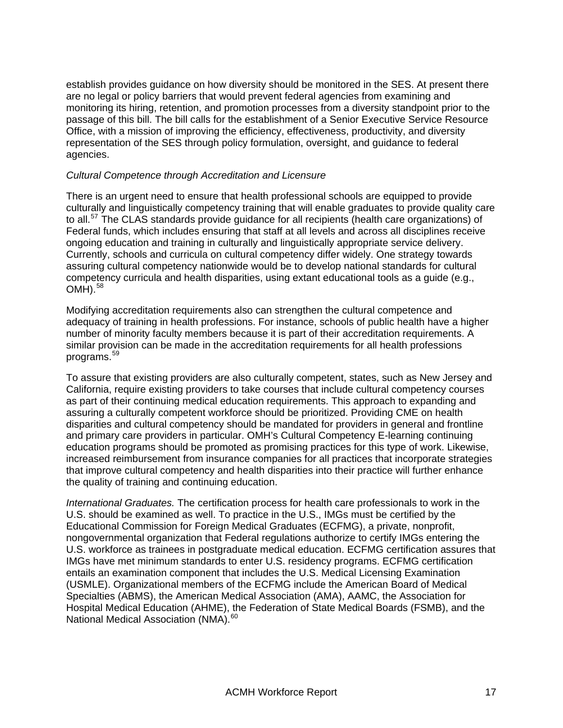establish provides guidance on how diversity should be monitored in the SES. At present there are no legal or policy barriers that would prevent federal agencies from examining and monitoring its hiring, retention, and promotion processes from a diversity standpoint prior to the passage of this bill. The bill calls for the establishment of a Senior Executive Service Resource Office, with a mission of improving the efficiency, effectiveness, productivity, and diversity representation of the SES through policy formulation, oversight, and guidance to federal agencies.

*Cultural Competence through Accreditation and Licensure*

There is an urgent need to ensure that health professional schools are equipped to provide culturally and linguistically competency training that will enable graduates to provide quality care to all.[57] The CLAS standards provide guidance for all recipients (health care organizations) of Federal funds, which includes ensuring that staff at all levels and across all disciplines receive ongoing education and training in culturally and linguistically appropriate service delivery. Currently, schools and curricula on cultural competency differ widely. One strategy towards assuring cultural competency nationwide would be to develop national standards for cultural competency curricula and health disparities, using extant educational tools as a guide (e.g., OMH).[58]

Modifying accreditation requirements also can strengthen the cultural competence and adequacy of training in health professions. For instance, schools of public health have a higher number of minority faculty members because it is part of their accreditation requirements. A similar provision can be made in the accreditation requirements for all health professions programs.[59]

To assure that existing providers are also culturally competent, states, such as New Jersey and California, require existing providers to take courses that include cultural competency courses as part of their continuing medical education requirements. This approach to expanding and assuring a culturally competent workforce should be prioritized. Providing CME on health disparities and cultural competency should be mandated for providers in general and frontline and primary care providers in particular. OMH's Cultural Competency E-learning continuing education programs should be promoted as promising practices for this type of work. Likewise, increased reimbursement from insurance companies for all practices that incorporate strategies that improve cultural competency and health disparities into their practice will further enhance the quality of training and continuing education.

*International Graduates.* The certification process for health care professionals to work in the U.S. should be examined as well. To practice in the U.S., IMGs must be certified by the Educational Commission for Foreign Medical Graduates (ECFMG), a private, nonprofit, nongovernmental organization that Federal regulations authorize to certify IMGs entering the U.S. workforce as trainees in postgraduate medical education. ECFMG certification assures that IMGs have met minimum standards to enter U.S. residency programs. ECFMG certification entails an examination component that includes the U.S. Medical Licensing Examination (USMLE). Organizational members of the ECFMG include the American Board of Medical Specialties (ABMS), the American Medical Association (AMA), AAMC, the Association for Hospital Medical Education (AHME), the Federation of State Medical Boards (FSMB), and the National Medical Association (NMA).[60]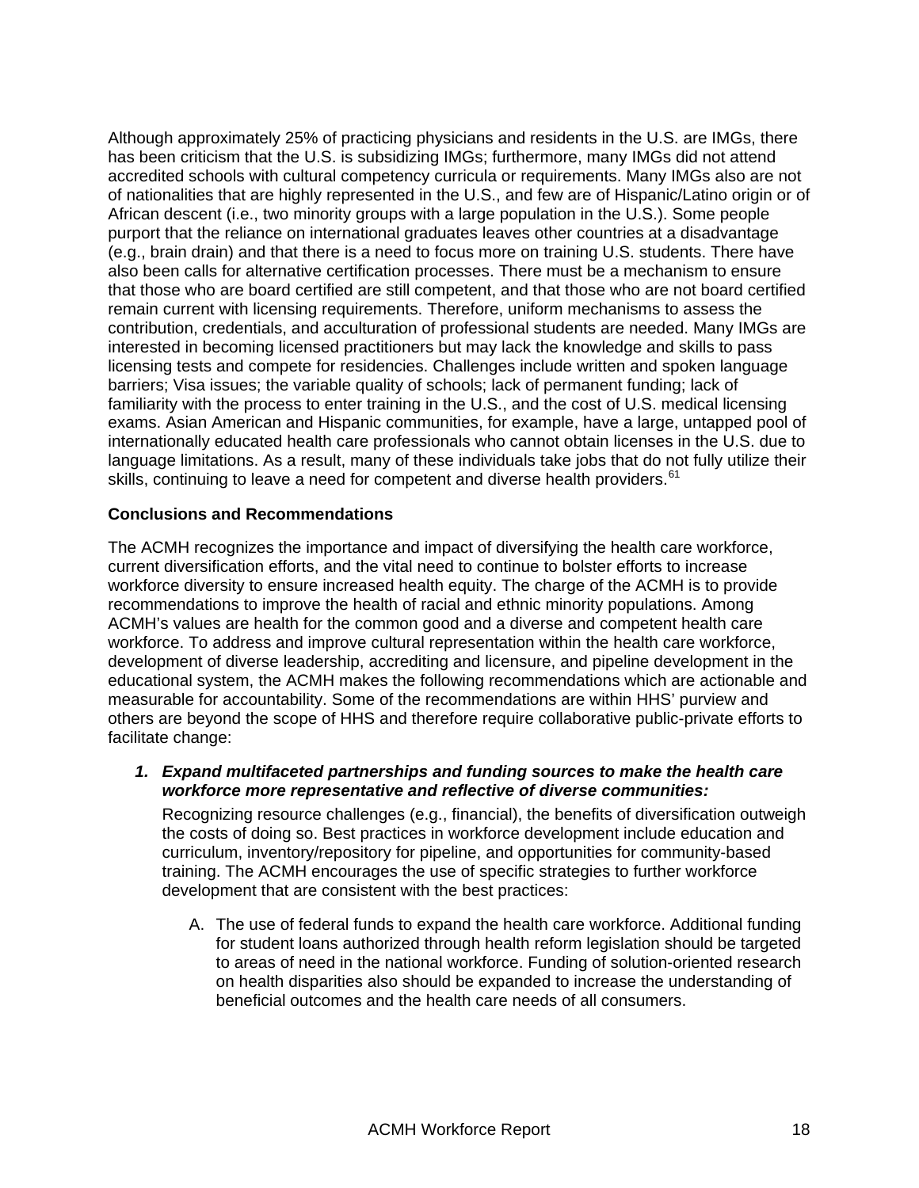Although approximately 25% of practicing physicians and residents in the U.S. are IMGs, there has been criticism that the U.S. is subsidizing IMGs; furthermore, many IMGs did not attend accredited schools with cultural competency curricula or requirements. Many IMGs also are not of nationalities that are highly represented in the U.S., and few are of Hispanic/Latino origin or of African descent (i.e., two minority groups with a large population in the U.S.). Some people purport that the reliance on international graduates leaves other countries at a disadvantage (e.g., brain drain) and that there is a need to focus more on training U.S. students. There have also been calls for alternative certification processes. There must be a mechanism to ensure that those who are board certified are still competent, and that those who are not board certified remain current with licensing requirements. Therefore, uniform mechanisms to assess the contribution, credentials, and acculturation of professional students are needed. Many IMGs are interested in becoming licensed practitioners but may lack the knowledge and skills to pass licensing tests and compete for residencies. Challenges include written and spoken language barriers; Visa issues; the variable quality of schools; lack of permanent funding; lack of familiarity with the process to enter training in the U.S., and the cost of U.S. medical licensing exams. Asian American and Hispanic communities, for example, have a large, untapped pool of internationally educated health care professionals who cannot obtain licenses in the U.S. due to language limitations. As a result, many of these individuals take jobs that do not fully utilize their skills, continuing to leave a need for competent and diverse health providers.[61]

**Conclusions and Recommendations**

The ACMH recognizes the importance and impact of diversifying the health care workforce, current diversification efforts, and the vital need to continue to bolster efforts to increase workforce diversity to ensure increased health equity. The charge of the ACMH is to provide recommendations to improve the health of racial and ethnic minority populations. Among ACMH's values are health for the common good and a diverse and competent health care workforce. To address and improve cultural representation within the health care workforce, development of diverse leadership, accrediting and licensure, and pipeline development in the educational system, the ACMH makes the following recommendations which are actionable and measurable for accountability. Some of the recommendations are within HHS' purview and others are beyond the scope of HHS and therefore require collaborative public-private efforts to facilitate change:

1. ***Expand multifaceted partnerships and funding sources to make the health care workforce more representative and reflective of diverse communities:***

   Recognizing resource challenges (e.g., financial), the benefits of diversification outweigh the costs of doing so. Best practices in workforce development include education and curriculum, inventory/repository for pipeline, and opportunities for community-based training. The ACMH encourages the use of specific strategies to further workforce development that are consistent with the best practices:

   A. The use of federal funds to expand the health care workforce. Additional funding for student loans authorized through health reform legislation should be targeted to areas of need in the national workforce. Funding of solution-oriented research on health disparities also should be expanded to increase the understanding of beneficial outcomes and the health care needs of all consumers.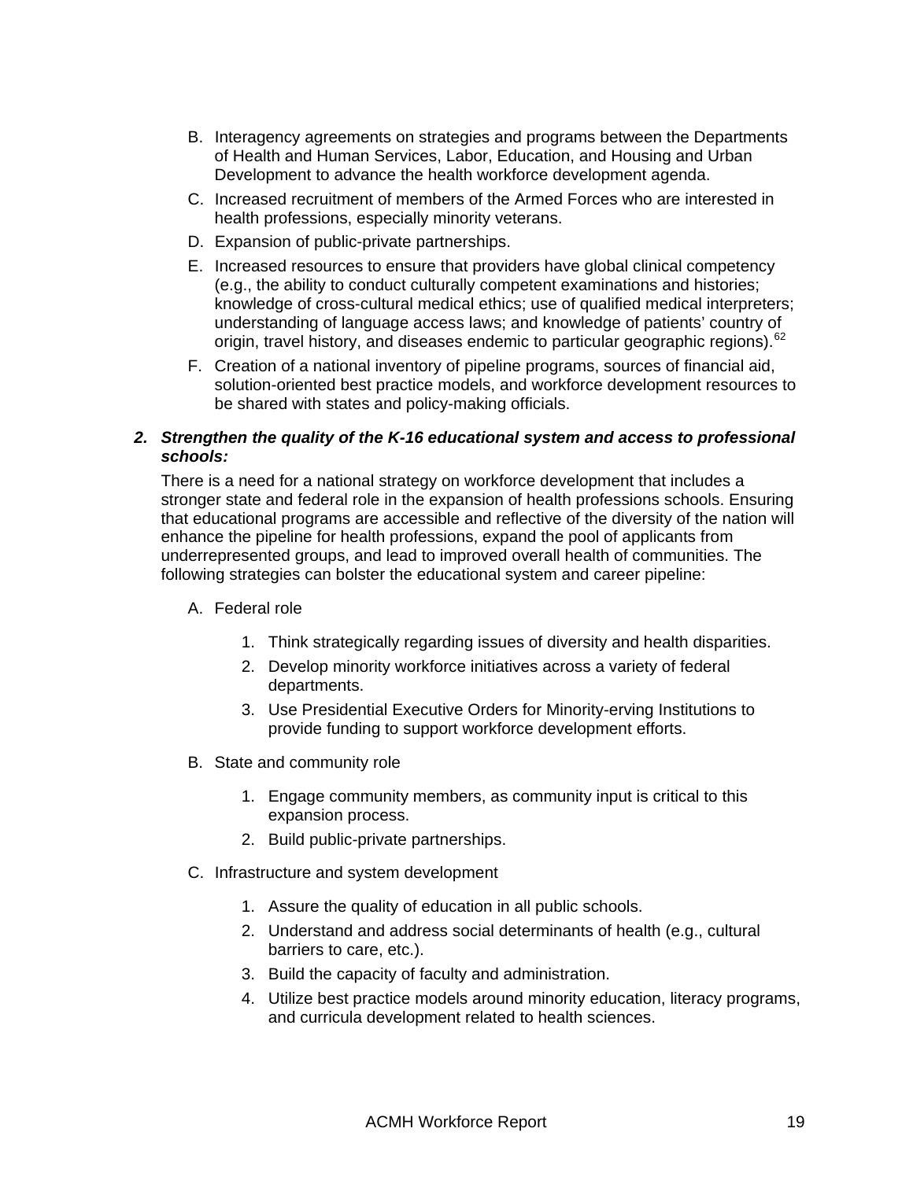B. Interagency agreements on strategies and programs between the Departments of Health and Human Services, Labor, Education, and Housing and Urban Development to advance the health workforce development agenda.

C. Increased recruitment of members of the Armed Forces who are interested in health professions, especially minority veterans.

D. Expansion of public-private partnerships.

E. Increased resources to ensure that providers have global clinical competency (e.g., the ability to conduct culturally competent examinations and histories; knowledge of cross-cultural medical ethics; use of qualified medical interpreters; understanding of language access laws; and knowledge of patients' country of origin, travel history, and diseases endemic to particular geographic regions).[62]

F. Creation of a national inventory of pipeline programs, sources of financial aid, solution-oriented best practice models, and workforce development resources to be shared with states and policy-making officials.

***2. Strengthen the quality of the K-16 educational system and access to professional schools:***

There is a need for a national strategy on workforce development that includes a stronger state and federal role in the expansion of health professions schools. Ensuring that educational programs are accessible and reflective of the diversity of the nation will enhance the pipeline for health professions, expand the pool of applicants from underrepresented groups, and lead to improved overall health of communities. The following strategies can bolster the educational system and career pipeline:

A. Federal role

1. Think strategically regarding issues of diversity and health disparities.
2. Develop minority workforce initiatives across a variety of federal departments.
3. Use Presidential Executive Orders for Minority-erving Institutions to provide funding to support workforce development efforts.

B. State and community role

1. Engage community members, as community input is critical to this expansion process.
2. Build public-private partnerships.

C. Infrastructure and system development

1. Assure the quality of education in all public schools.
2. Understand and address social determinants of health (e.g., cultural barriers to care, etc.).
3. Build the capacity of faculty and administration.
4. Utilize best practice models around minority education, literacy programs, and curricula development related to health sciences.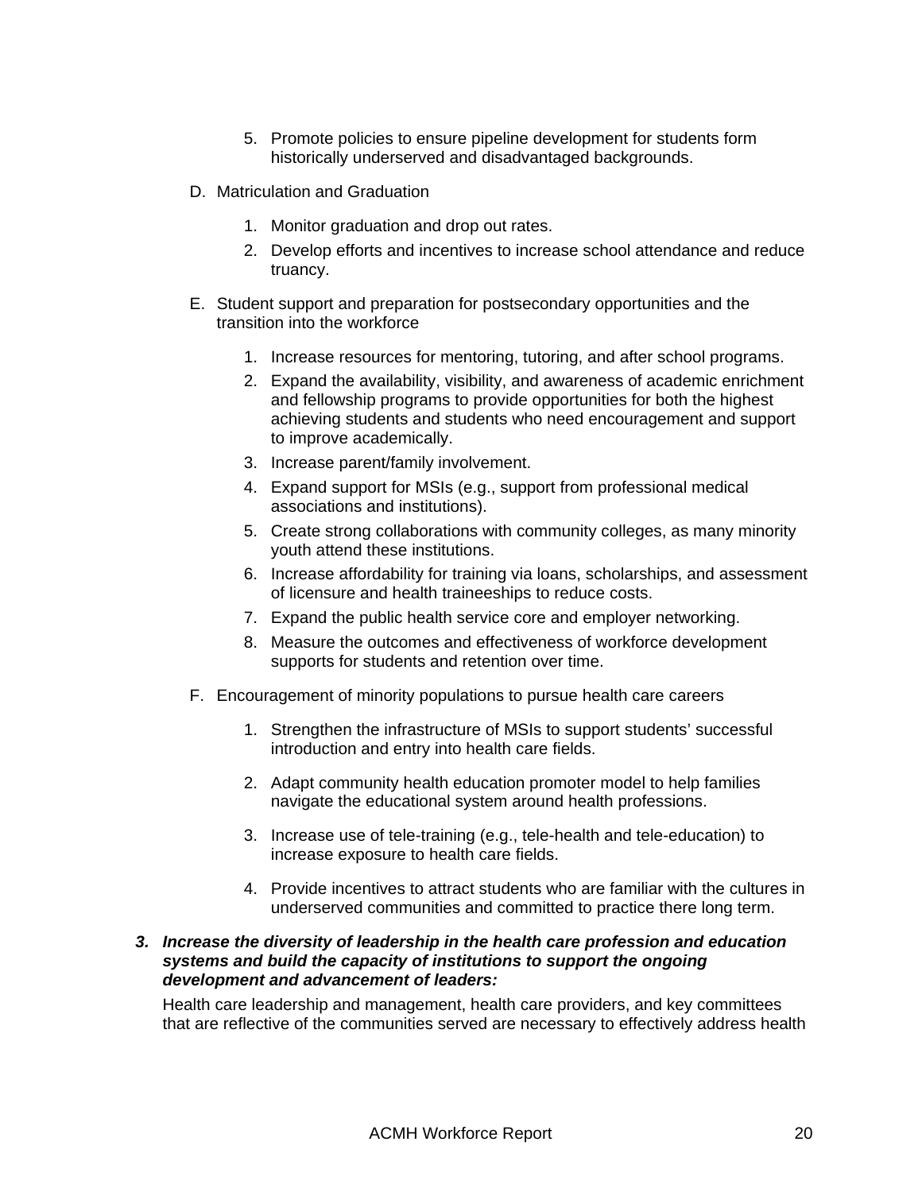5. Promote policies to ensure pipeline development for students form historically underserved and disadvantaged backgrounds.

D. Matriculation and Graduation

1. Monitor graduation and drop out rates.
2. Develop efforts and incentives to increase school attendance and reduce truancy.

E. Student support and preparation for postsecondary opportunities and the transition into the workforce

1. Increase resources for mentoring, tutoring, and after school programs.
2. Expand the availability, visibility, and awareness of academic enrichment and fellowship programs to provide opportunities for both the highest achieving students and students who need encouragement and support to improve academically.
3. Increase parent/family involvement.
4. Expand support for MSIs (e.g., support from professional medical associations and institutions).
5. Create strong collaborations with community colleges, as many minority youth attend these institutions.
6. Increase affordability for training via loans, scholarships, and assessment of licensure and health traineeships to reduce costs.
7. Expand the public health service core and employer networking.
8. Measure the outcomes and effectiveness of workforce development supports for students and retention over time.

F. Encouragement of minority populations to pursue health care careers

1. Strengthen the infrastructure of MSIs to support students' successful introduction and entry into health care fields.

2. Adapt community health education promoter model to help families navigate the educational system around health professions.

3. Increase use of tele-training (e.g., tele-health and tele-education) to increase exposure to health care fields.

4. Provide incentives to attract students who are familiar with the cultures in underserved communities and committed to practice there long term.

3. ***Increase the diversity of leadership in the health care profession and education systems and build the capacity of institutions to support the ongoing development and advancement of leaders:***

Health care leadership and management, health care providers, and key committees that are reflective of the communities served are necessary to effectively address health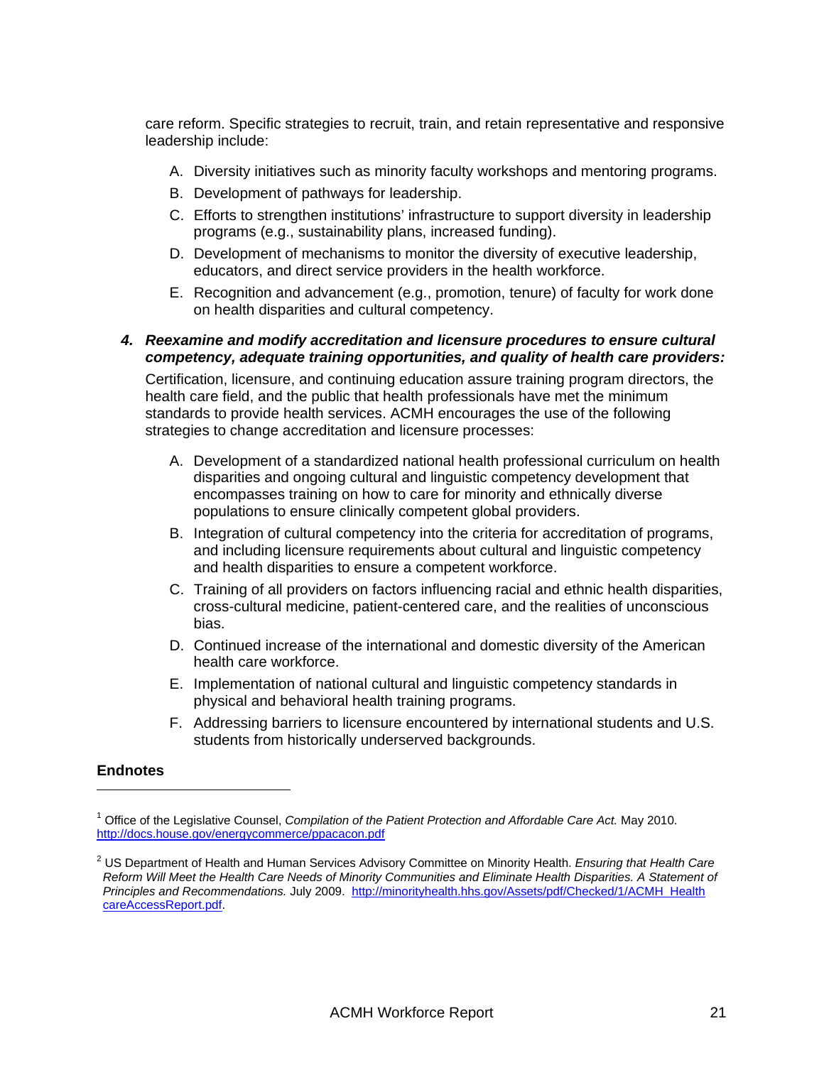care reform. Specific strategies to recruit, train, and retain representative and responsive leadership include:

A. Diversity initiatives such as minority faculty workshops and mentoring programs.
B. Development of pathways for leadership.
C. Efforts to strengthen institutions' infrastructure to support diversity in leadership programs (e.g., sustainability plans, increased funding).
D. Development of mechanisms to monitor the diversity of executive leadership, educators, and direct service providers in the health workforce.
E. Recognition and advancement (e.g., promotion, tenure) of faculty for work done on health disparities and cultural competency.

4. ***Reexamine and modify accreditation and licensure procedures to ensure cultural competency, adequate training opportunities, and quality of health care providers:***

Certification, licensure, and continuing education assure training program directors, the health care field, and the public that health professionals have met the minimum standards to provide health services. ACMH encourages the use of the following strategies to change accreditation and licensure processes:

A. Development of a standardized national health professional curriculum on health disparities and ongoing cultural and linguistic competency development that encompasses training on how to care for minority and ethnically diverse populations to ensure clinically competent global providers.
B. Integration of cultural competency into the criteria for accreditation of programs, and including licensure requirements about cultural and linguistic competency and health disparities to ensure a competent workforce.
C. Training of all providers on factors influencing racial and ethnic health disparities, cross-cultural medicine, patient-centered care, and the realities of unconscious bias.
D. Continued increase of the international and domestic diversity of the American health care workforce.
E. Implementation of national cultural and linguistic competency standards in physical and behavioral health training programs.
F. Addressing barriers to licensure encountered by international students and U.S. students from historically underserved backgrounds.

## Endnotes

[1] Office of the Legislative Counsel, *Compilation of the Patient Protection and Affordable Care Act.* May 2010. http://docs.house.gov/energycommerce/ppacacon.pdf

[2] US Department of Health and Human Services Advisory Committee on Minority Health. *Ensuring that Health Care Reform Will Meet the Health Care Needs of Minority Communities and Eliminate Health Disparities. A Statement of Principles and Recommendations.* July 2009. http://minorityhealth.hhs.gov/Assets/pdf/Checked/1/ACMH_HealthcareAccessReport.pdf.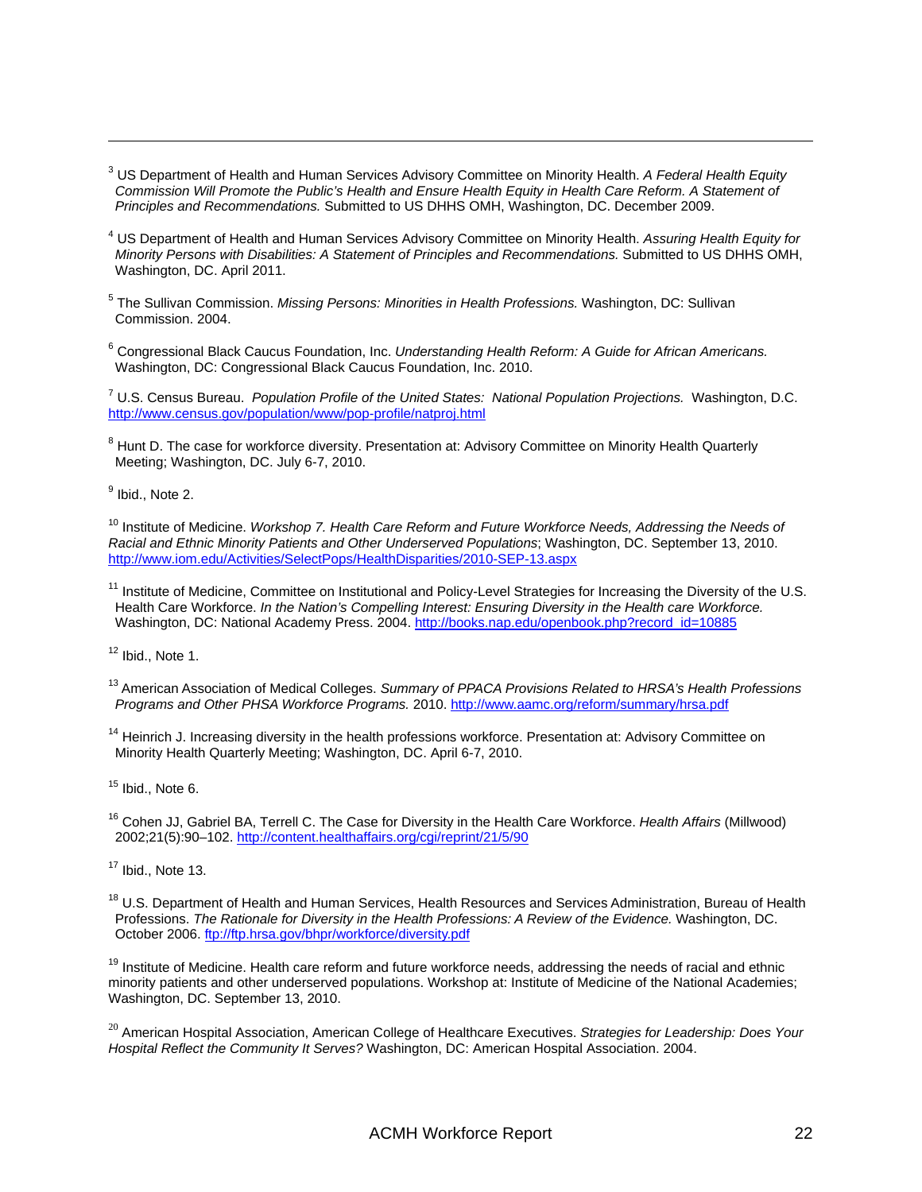---

[3] US Department of Health and Human Services Advisory Committee on Minority Health. *A Federal Health Equity Commission Will Promote the Public's Health and Ensure Health Equity in Health Care Reform. A Statement of Principles and Recommendations.* Submitted to US DHHS OMH, Washington, DC. December 2009.

[4] US Department of Health and Human Services Advisory Committee on Minority Health. *Assuring Health Equity for Minority Persons with Disabilities: A Statement of Principles and Recommendations.* Submitted to US DHHS OMH, Washington, DC. April 2011.

[5] The Sullivan Commission. *Missing Persons: Minorities in Health Professions.* Washington, DC: Sullivan Commission. 2004.

[6] Congressional Black Caucus Foundation, Inc. *Understanding Health Reform: A Guide for African Americans.* Washington, DC: Congressional Black Caucus Foundation, Inc. 2010.

[7] U.S. Census Bureau. *Population Profile of the United States: National Population Projections.* Washington, D.C. http://www.census.gov/population/www/pop-profile/natproj.html

[8] Hunt D. The case for workforce diversity. Presentation at: Advisory Committee on Minority Health Quarterly Meeting; Washington, DC. July 6-7, 2010.

[9] Ibid., Note 2.

[10] Institute of Medicine. *Workshop 7. Health Care Reform and Future Workforce Needs, Addressing the Needs of Racial and Ethnic Minority Patients and Other Underserved Populations*; Washington, DC. September 13, 2010. http://www.iom.edu/Activities/SelectPops/HealthDisparities/2010-SEP-13.aspx

[11] Institute of Medicine, Committee on Institutional and Policy-Level Strategies for Increasing the Diversity of the U.S. Health Care Workforce. *In the Nation's Compelling Interest: Ensuring Diversity in the Health care Workforce.* Washington, DC: National Academy Press. 2004. http://books.nap.edu/openbook.php?record_id=10885

[12] Ibid., Note 1.

[13] American Association of Medical Colleges. *Summary of PPACA Provisions Related to HRSA's Health Professions Programs and Other PHSA Workforce Programs.* 2010. http://www.aamc.org/reform/summary/hrsa.pdf

[14] Heinrich J. Increasing diversity in the health professions workforce. Presentation at: Advisory Committee on Minority Health Quarterly Meeting; Washington, DC. April 6-7, 2010.

[15] Ibid., Note 6.

[16] Cohen JJ, Gabriel BA, Terrell C. The Case for Diversity in the Health Care Workforce. *Health Affairs* (Millwood) 2002;21(5):90–102. http://content.healthaffairs.org/cgi/reprint/21/5/90

[17] Ibid., Note 13.

[18] U.S. Department of Health and Human Services, Health Resources and Services Administration, Bureau of Health Professions. *The Rationale for Diversity in the Health Professions: A Review of the Evidence.* Washington, DC. October 2006. ftp://ftp.hrsa.gov/bhpr/workforce/diversity.pdf

[19] Institute of Medicine. Health care reform and future workforce needs, addressing the needs of racial and ethnic minority patients and other underserved populations. Workshop at: Institute of Medicine of the National Academies; Washington, DC. September 13, 2010.

[20] American Hospital Association, American College of Healthcare Executives. *Strategies for Leadership: Does Your Hospital Reflect the Community It Serves?* Washington, DC: American Hospital Association. 2004.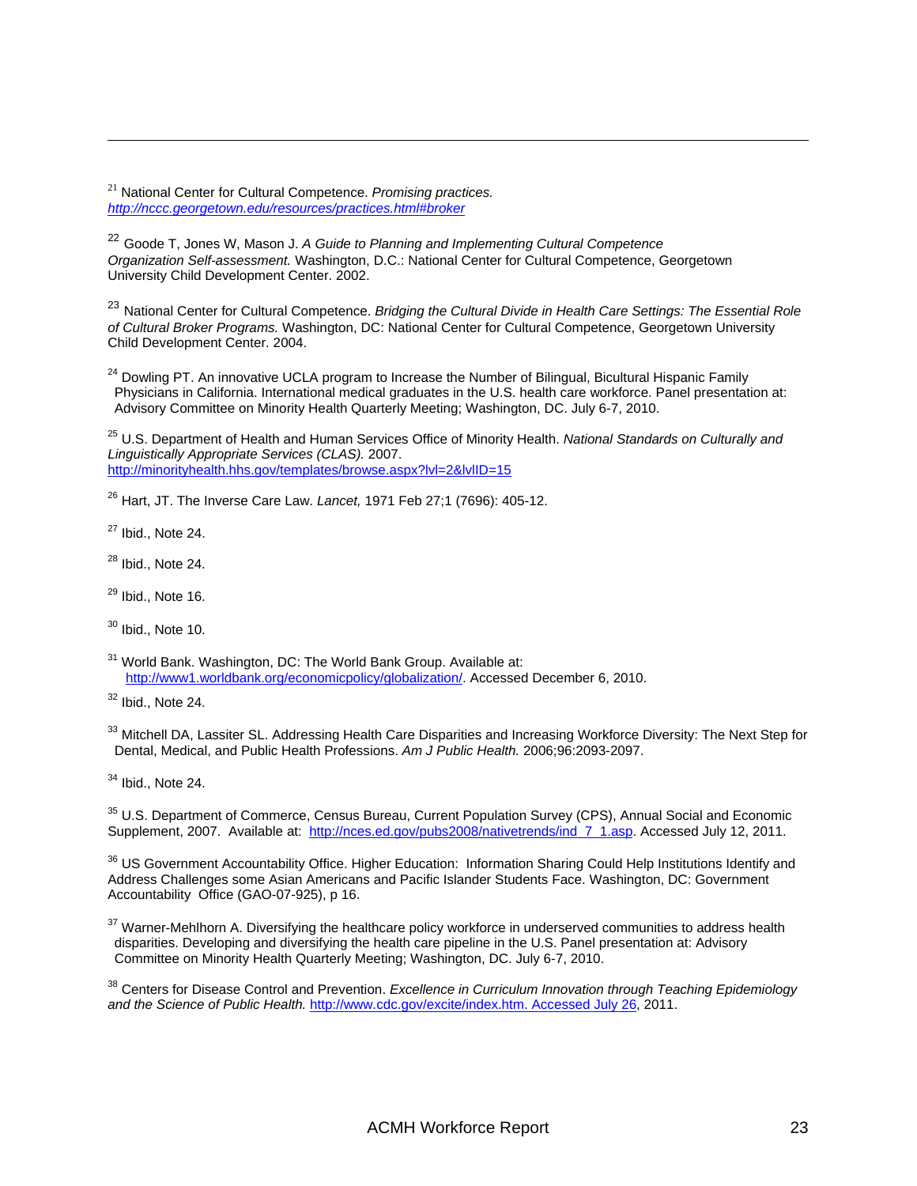[21] National Center for Cultural Competence. *Promising practices.* *http://nccc.georgetown.edu/resources/practices.html#broker*

[22] Goode T, Jones W, Mason J. *A Guide to Planning and Implementing Cultural Competence Organization Self-assessment.* Washington, D.C.: National Center for Cultural Competence, Georgetown University Child Development Center. 2002.

[23] National Center for Cultural Competence. *Bridging the Cultural Divide in Health Care Settings: The Essential Role of Cultural Broker Programs.* Washington, DC: National Center for Cultural Competence, Georgetown University Child Development Center. 2004.

[24] Dowling PT. An innovative UCLA program to Increase the Number of Bilingual, Bicultural Hispanic Family Physicians in California. International medical graduates in the U.S. health care workforce. Panel presentation at: Advisory Committee on Minority Health Quarterly Meeting; Washington, DC. July 6-7, 2010.

[25] U.S. Department of Health and Human Services Office of Minority Health. *National Standards on Culturally and Linguistically Appropriate Services (CLAS).* 2007. http://minorityhealth.hhs.gov/templates/browse.aspx?lvl=2&lvlID=15

[26] Hart, JT. The Inverse Care Law. *Lancet,* 1971 Feb 27;1 (7696): 405-12.

[27] Ibid., Note 24.

[28] Ibid., Note 24.

[29] Ibid., Note 16.

[30] Ibid., Note 10.

[31] World Bank. Washington, DC: The World Bank Group. Available at: http://www1.worldbank.org/economicpolicy/globalization/. Accessed December 6, 2010.

[32] Ibid., Note 24.

[33] Mitchell DA, Lassiter SL. Addressing Health Care Disparities and Increasing Workforce Diversity: The Next Step for Dental, Medical, and Public Health Professions. *Am J Public Health.* 2006;96:2093-2097.

[34] Ibid., Note 24.

[35] U.S. Department of Commerce, Census Bureau, Current Population Survey (CPS), Annual Social and Economic Supplement, 2007. Available at: http://nces.ed.gov/pubs2008/nativetrends/ind_7_1.asp. Accessed July 12, 2011.

[36] US Government Accountability Office. Higher Education: Information Sharing Could Help Institutions Identify and Address Challenges some Asian Americans and Pacific Islander Students Face. Washington, DC: Government Accountability Office (GAO-07-925), p 16.

[37] Warner-Mehlhorn A. Diversifying the healthcare policy workforce in underserved communities to address health disparities. Developing and diversifying the health care pipeline in the U.S. Panel presentation at: Advisory Committee on Minority Health Quarterly Meeting; Washington, DC. July 6-7, 2010.

[38] Centers for Disease Control and Prevention. *Excellence in Curriculum Innovation through Teaching Epidemiology and the Science of Public Health.* http://www.cdc.gov/excite/index.htm. Accessed July 26, 2011.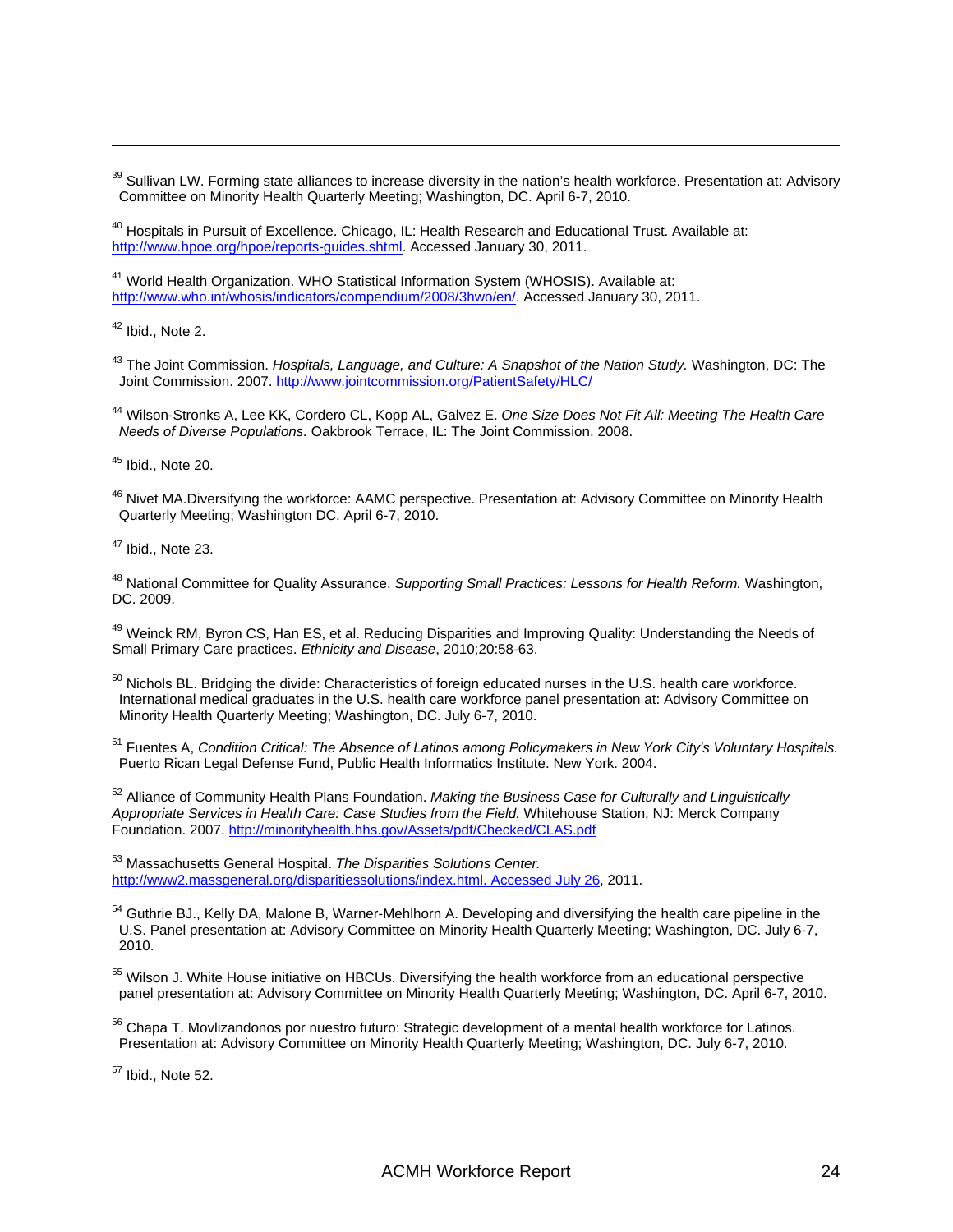---

[39] Sullivan LW. Forming state alliances to increase diversity in the nation's health workforce. Presentation at: Advisory Committee on Minority Health Quarterly Meeting; Washington, DC. April 6-7, 2010.

[40] Hospitals in Pursuit of Excellence. Chicago, IL: Health Research and Educational Trust. Available at: http://www.hpoe.org/hpoe/reports-guides.shtml. Accessed January 30, 2011.

[41] World Health Organization. WHO Statistical Information System (WHOSIS). Available at: http://www.who.int/whosis/indicators/compendium/2008/3hwo/en/. Accessed January 30, 2011.

[42] Ibid., Note 2.

[43] The Joint Commission. *Hospitals, Language, and Culture: A Snapshot of the Nation Study.* Washington, DC: The Joint Commission. 2007. http://www.jointcommission.org/PatientSafety/HLC/

[44] Wilson-Stronks A, Lee KK, Cordero CL, Kopp AL, Galvez E. *One Size Does Not Fit All: Meeting The Health Care Needs of Diverse Populations.* Oakbrook Terrace, IL: The Joint Commission. 2008.

[45] Ibid., Note 20.

[46] Nivet MA.Diversifying the workforce: AAMC perspective. Presentation at: Advisory Committee on Minority Health Quarterly Meeting; Washington DC. April 6-7, 2010.

[47] Ibid., Note 23.

[48] National Committee for Quality Assurance. *Supporting Small Practices: Lessons for Health Reform.* Washington, DC. 2009.

[49] Weinck RM, Byron CS, Han ES, et al. Reducing Disparities and Improving Quality: Understanding the Needs of Small Primary Care practices. *Ethnicity and Disease*, 2010;20:58-63.

[50] Nichols BL. Bridging the divide: Characteristics of foreign educated nurses in the U.S. health care workforce. International medical graduates in the U.S. health care workforce panel presentation at: Advisory Committee on Minority Health Quarterly Meeting; Washington, DC. July 6-7, 2010.

[51] Fuentes A, *Condition Critical: The Absence of Latinos among Policymakers in New York City's Voluntary Hospitals.* Puerto Rican Legal Defense Fund, Public Health Informatics Institute. New York. 2004.

[52] Alliance of Community Health Plans Foundation. *Making the Business Case for Culturally and Linguistically Appropriate Services in Health Care: Case Studies from the Field.* Whitehouse Station, NJ: Merck Company Foundation. 2007. http://minorityhealth.hhs.gov/Assets/pdf/Checked/CLAS.pdf

[53] Massachusetts General Hospital. *The Disparities Solutions Center.* http://www2.massgeneral.org/disparitiessolutions/index.html. Accessed July 26, 2011.

[54] Guthrie BJ., Kelly DA, Malone B, Warner-Mehlhorn A. Developing and diversifying the health care pipeline in the U.S. Panel presentation at: Advisory Committee on Minority Health Quarterly Meeting; Washington, DC. July 6-7, 2010.

[55] Wilson J. White House initiative on HBCUs. Diversifying the health workforce from an educational perspective panel presentation at: Advisory Committee on Minority Health Quarterly Meeting; Washington, DC. April 6-7, 2010.

[56] Chapa T. Movlizandonos por nuestro futuro: Strategic development of a mental health workforce for Latinos. Presentation at: Advisory Committee on Minority Health Quarterly Meeting; Washington, DC. July 6-7, 2010.

[57] Ibid., Note 52.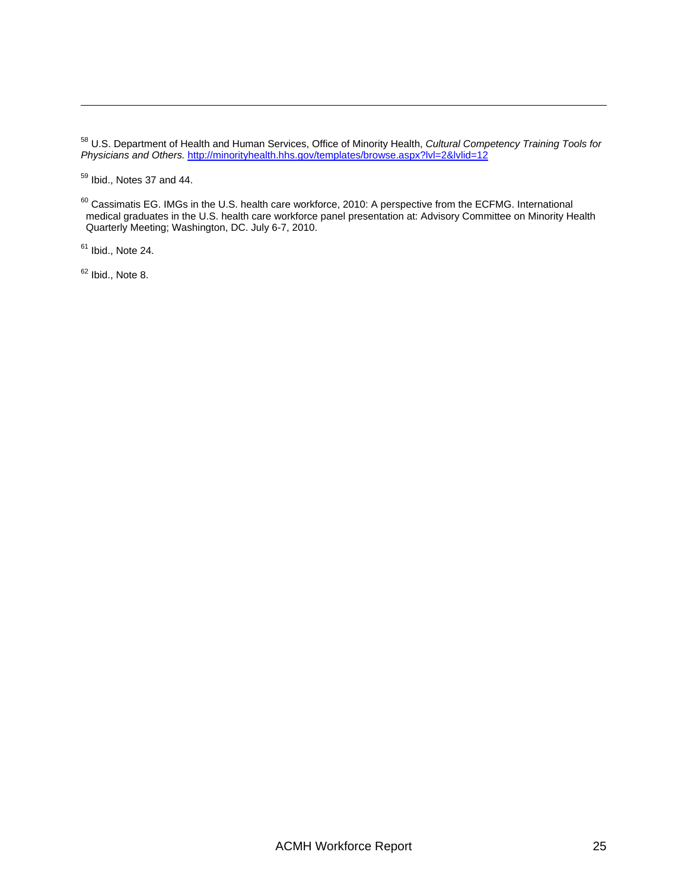[58] U.S. Department of Health and Human Services, Office of Minority Health, *Cultural Competency Training Tools for Physicians and Others.* http://minorityhealth.hhs.gov/templates/browse.aspx?lvl=2&lvlid=12

[59] Ibid., Notes 37 and 44.

[60] Cassimatis EG. IMGs in the U.S. health care workforce, 2010: A perspective from the ECFMG. International medical graduates in the U.S. health care workforce panel presentation at: Advisory Committee on Minority Health Quarterly Meeting; Washington, DC. July 6-7, 2010.

[61] Ibid., Note 24.

[62] Ibid., Note 8.